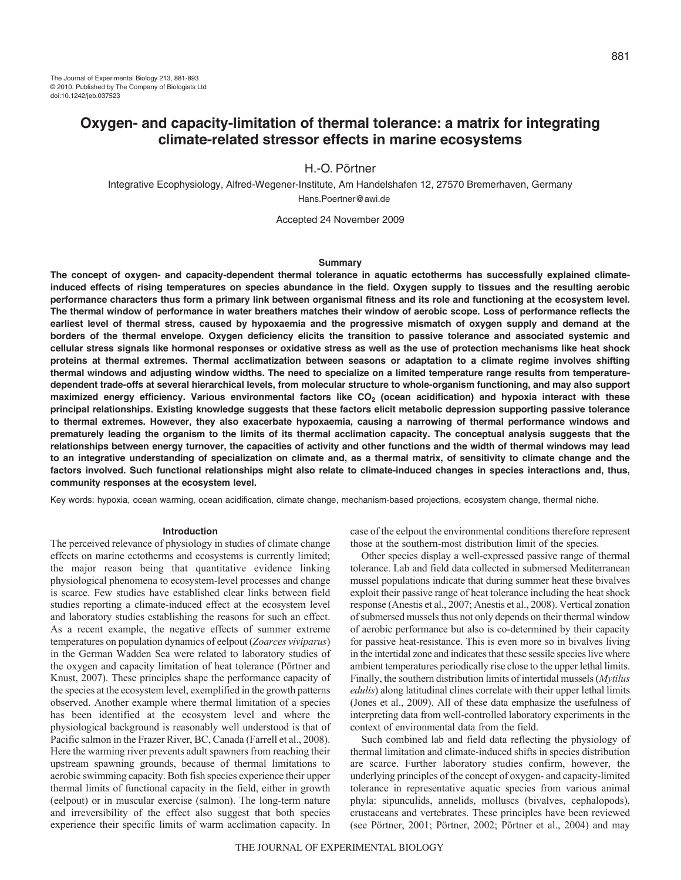# Oxygen- and capacity-limitation of thermal tolerance: a matrix for integrating climate-related stressor effects in marine ecosystems

H.-O. Pörtner

Integrative Ecophysiology, Alfred-Wegener-Institute, Am Handelshafen 12, 27570 Bremerhaven, Germany
Hans.Poertner@awi.de

Accepted 24 November 2009

## Summary

**The concept of oxygen- and capacity-dependent thermal tolerance in aquatic ectotherms has successfully explained climate-induced effects of rising temperatures on species abundance in the field. Oxygen supply to tissues and the resulting aerobic performance characters thus form a primary link between organismal fitness and its role and functioning at the ecosystem level. The thermal window of performance in water breathers matches their window of aerobic scope. Loss of performance reflects the earliest level of thermal stress, caused by hypoxaemia and the progressive mismatch of oxygen supply and demand at the borders of the thermal envelope. Oxygen deficiency elicits the transition to passive tolerance and associated systemic and cellular stress signals like hormonal responses or oxidative stress as well as the use of protection mechanisms like heat shock proteins at thermal extremes. Thermal acclimatization between seasons or adaptation to a climate regime involves shifting thermal windows and adjusting window widths. The need to specialize on a limited temperature range results from temperature-dependent trade-offs at several hierarchical levels, from molecular structure to whole-organism functioning, and may also support maximized energy efficiency. Various environmental factors like $CO_2$ (ocean acidification) and hypoxia interact with these principal relationships. Existing knowledge suggests that these factors elicit metabolic depression supporting passive tolerance to thermal extremes. However, they also exacerbate hypoxaemia, causing a narrowing of thermal performance windows and prematurely leading the organism to the limits of its thermal acclimation capacity. The conceptual analysis suggests that the relationships between energy turnover, the capacities of activity and other functions and the width of thermal windows may lead to an integrative understanding of specialization on climate and, as a thermal matrix, of sensitivity to climate change and the factors involved. Such functional relationships might also relate to climate-induced changes in species interactions and, thus, community responses at the ecosystem level.**

Key words: hypoxia, ocean warming, ocean acidification, climate change, mechanism-based projections, ecosystem change, thermal niche.

## Introduction

The perceived relevance of physiology in studies of climate change effects on marine ectotherms and ecosystems is currently limited; the major reason being that quantitative evidence linking physiological phenomena to ecosystem-level processes and change is scarce. Few studies have established clear links between field studies reporting a climate-induced effect at the ecosystem level and laboratory studies establishing the reasons for such an effect. As a recent example, the negative effects of summer extreme temperatures on population dynamics of eelpout (*Zoarces viviparus*) in the German Wadden Sea were related to laboratory studies of the oxygen and capacity limitation of heat tolerance (Pörtner and Knust, 2007). These principles shape the performance capacity of the species at the ecosystem level, exemplified in the growth patterns observed. Another example where thermal limitation of a species has been identified at the ecosystem level and where the physiological background is reasonably well understood is that of Pacific salmon in the Frazer River, BC, Canada (Farrell et al., 2008). Here the warming river prevents adult spawners from reaching their upstream spawning grounds, because of thermal limitations to aerobic swimming capacity. Both fish species experience their upper thermal limits of functional capacity in the field, either in growth (eelpout) or in muscular exercise (salmon). The long-term nature and irreversibility of the effect also suggest that both species experience their specific limits of warm acclimation capacity. In case of the eelpout the environmental conditions therefore represent those at the southern-most distribution limit of the species.

Other species display a well-expressed passive range of thermal tolerance. Lab and field data collected in submersed Mediterranean mussel populations indicate that during summer heat these bivalves exploit their passive range of heat tolerance including the heat shock response (Anestis et al., 2007; Anestis et al., 2008). Vertical zonation of submersed mussels thus not only depends on their thermal window of aerobic performance but also is co-determined by their capacity for passive heat-resistance. This is even more so in bivalves living in the intertidal zone and indicates that these sessile species live where ambient temperatures periodically rise close to the upper lethal limits. Finally, the southern distribution limits of intertidal mussels (*Mytilus edulis*) along latitudinal clines correlate with their upper lethal limits (Jones et al., 2009). All of these data emphasize the usefulness of interpreting data from well-controlled laboratory experiments in the context of environmental data from the field.

Such combined lab and field data reflecting the physiology of thermal limitation and climate-induced shifts in species distribution are scarce. Further laboratory studies confirm, however, the underlying principles of the concept of oxygen- and capacity-limited tolerance in representative aquatic species from various animal phyla: sipunculids, annelids, molluscs (bivalves, cephalopods), crustaceans and vertebrates. These principles have been reviewed (see Pörtner, 2001; Pörtner, 2002; Pörtner et al., 2004) and may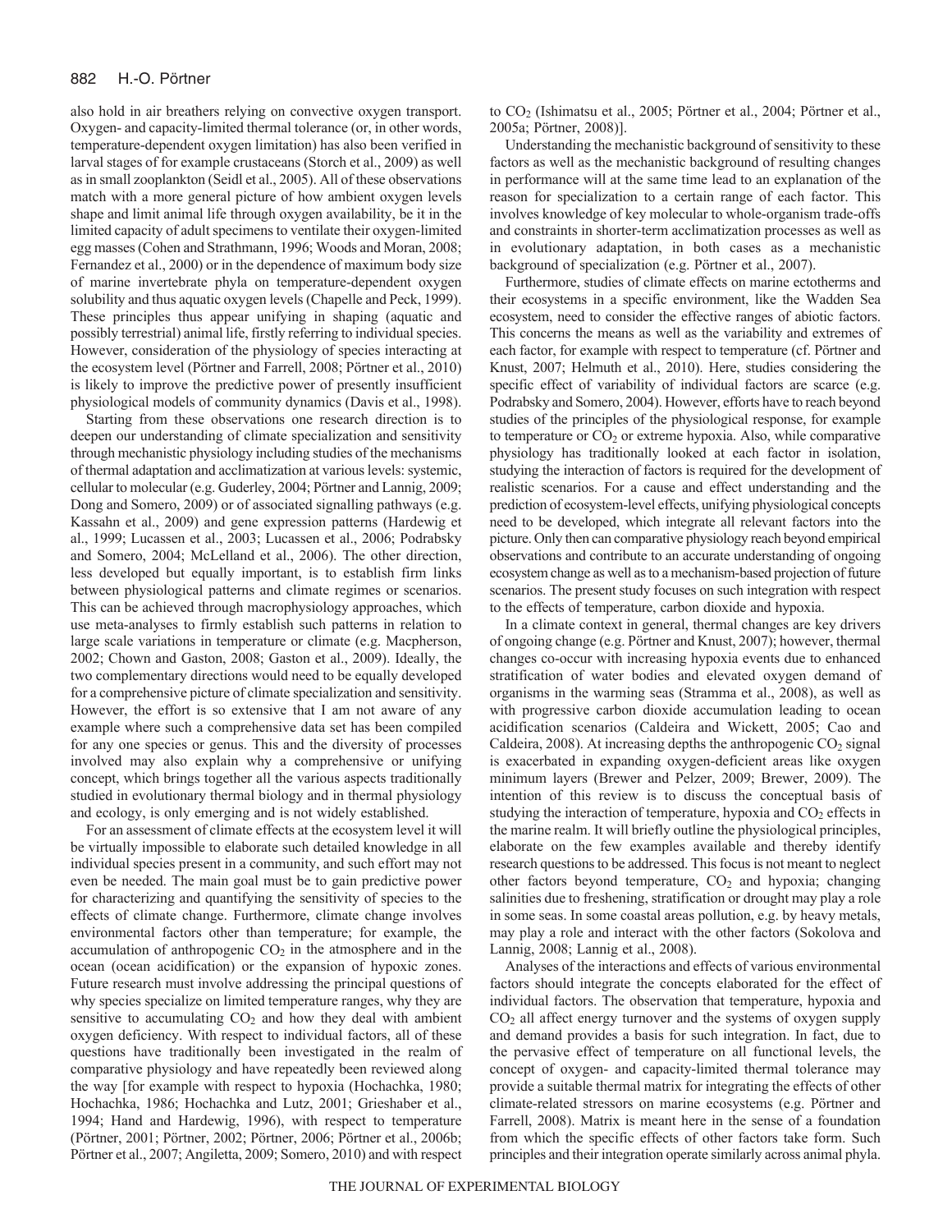also hold in air breathers relying on convective oxygen transport. Oxygen- and capacity-limited thermal tolerance (or, in other words, temperature-dependent oxygen limitation) has also been verified in larval stages of for example crustaceans (Storch et al., 2009) as well as in small zooplankton (Seidl et al., 2005). All of these observations match with a more general picture of how ambient oxygen levels shape and limit animal life through oxygen availability, be it in the limited capacity of adult specimens to ventilate their oxygen-limited egg masses (Cohen and Strathmann, 1996; Woods and Moran, 2008; Fernandez et al., 2000) or in the dependence of maximum body size of marine invertebrate phyla on temperature-dependent oxygen solubility and thus aquatic oxygen levels (Chapelle and Peck, 1999). These principles thus appear unifying in shaping (aquatic and possibly terrestrial) animal life, firstly referring to individual species. However, consideration of the physiology of species interacting at the ecosystem level (Pörtner and Farrell, 2008; Pörtner et al., 2010) is likely to improve the predictive power of presently insufficient physiological models of community dynamics (Davis et al., 1998).

Starting from these observations one research direction is to deepen our understanding of climate specialization and sensitivity through mechanistic physiology including studies of the mechanisms of thermal adaptation and acclimatization at various levels: systemic, cellular to molecular (e.g. Guderley, 2004; Pörtner and Lannig, 2009; Dong and Somero, 2009) or of associated signalling pathways (e.g. Kassahn et al., 2009) and gene expression patterns (Hardewig et al., 1999; Lucassen et al., 2003; Lucassen et al., 2006; Podrabsky and Somero, 2004; McLelland et al., 2006). The other direction, less developed but equally important, is to establish firm links between physiological patterns and climate regimes or scenarios. This can be achieved through macrophysiology approaches, which use meta-analyses to firmly establish such patterns in relation to large scale variations in temperature or climate (e.g. Macpherson, 2002; Chown and Gaston, 2008; Gaston et al., 2009). Ideally, the two complementary directions would need to be equally developed for a comprehensive picture of climate specialization and sensitivity. However, the effort is so extensive that I am not aware of any example where such a comprehensive data set has been compiled for any one species or genus. This and the diversity of processes involved may also explain why a comprehensive or unifying concept, which brings together all the various aspects traditionally studied in evolutionary thermal biology and in thermal physiology and ecology, is only emerging and is not widely established.

For an assessment of climate effects at the ecosystem level it will be virtually impossible to elaborate such detailed knowledge in all individual species present in a community, and such effort may not even be needed. The main goal must be to gain predictive power for characterizing and quantifying the sensitivity of species to the effects of climate change. Furthermore, climate change involves environmental factors other than temperature; for example, the accumulation of anthropogenic $CO_2$ in the atmosphere and in the ocean (ocean acidification) or the expansion of hypoxic zones. Future research must involve addressing the principal questions of why species specialize on limited temperature ranges, why they are sensitive to accumulating $CO_2$ and how they deal with ambient oxygen deficiency. With respect to individual factors, all of these questions have traditionally been investigated in the realm of comparative physiology and have repeatedly been reviewed along the way [for example with respect to hypoxia (Hochachka, 1980; Hochachka, 1986; Hochachka and Lutz, 2001; Grieshaber et al., 1994; Hand and Hardewig, 1996), with respect to temperature (Pörtner, 2001; Pörtner, 2002; Pörtner, 2006; Pörtner et al., 2006b; Pörtner et al., 2007; Angiletta, 2009; Somero, 2010) and with respect to $CO_2$ (Ishimatsu et al., 2005; Pörtner et al., 2004; Pörtner et al., 2005a; Pörtner, 2008)].

Understanding the mechanistic background of sensitivity to these factors as well as the mechanistic background of resulting changes in performance will at the same time lead to an explanation of the reason for specialization to a certain range of each factor. This involves knowledge of key molecular to whole-organism trade-offs and constraints in shorter-term acclimatization processes as well as in evolutionary adaptation, in both cases as a mechanistic background of specialization (e.g. Pörtner et al., 2007).

Furthermore, studies of climate effects on marine ectotherms and their ecosystems in a specific environment, like the Wadden Sea ecosystem, need to consider the effective ranges of abiotic factors. This concerns the means as well as the variability and extremes of each factor, for example with respect to temperature (cf. Pörtner and Knust, 2007; Helmuth et al., 2010). Here, studies considering the specific effect of variability of individual factors are scarce (e.g. Podrabsky and Somero, 2004). However, efforts have to reach beyond studies of the principles of the physiological response, for example to temperature or $CO_2$ or extreme hypoxia. Also, while comparative physiology has traditionally looked at each factor in isolation, studying the interaction of factors is required for the development of realistic scenarios. For a cause and effect understanding and the prediction of ecosystem-level effects, unifying physiological concepts need to be developed, which integrate all relevant factors into the picture. Only then can comparative physiology reach beyond empirical observations and contribute to an accurate understanding of ongoing ecosystem change as well as to a mechanism-based projection of future scenarios. The present study focuses on such integration with respect to the effects of temperature, carbon dioxide and hypoxia.

In a climate context in general, thermal changes are key drivers of ongoing change (e.g. Pörtner and Knust, 2007); however, thermal changes co-occur with increasing hypoxia events due to enhanced stratification of water bodies and elevated oxygen demand of organisms in the warming seas (Stramma et al., 2008), as well as with progressive carbon dioxide accumulation leading to ocean acidification scenarios (Caldeira and Wickett, 2005; Cao and Caldeira, 2008). At increasing depths the anthropogenic $CO_2$ signal is exacerbated in expanding oxygen-deficient areas like oxygen minimum layers (Brewer and Pelzer, 2009; Brewer, 2009). The intention of this review is to discuss the conceptual basis of studying the interaction of temperature, hypoxia and $CO_2$ effects in the marine realm. It will briefly outline the physiological principles, elaborate on the few examples available and thereby identify research questions to be addressed. This focus is not meant to neglect other factors beyond temperature, $CO_2$ and hypoxia; changing salinities due to freshening, stratification or drought may play a role in some seas. In some coastal areas pollution, e.g. by heavy metals, may play a role and interact with the other factors (Sokolova and Lannig, 2008; Lannig et al., 2008).

Analyses of the interactions and effects of various environmental factors should integrate the concepts elaborated for the effect of individual factors. The observation that temperature, hypoxia and $CO_2$ all affect energy turnover and the systems of oxygen supply and demand provides a basis for such integration. In fact, due to the pervasive effect of temperature on all functional levels, the concept of oxygen- and capacity-limited thermal tolerance may provide a suitable thermal matrix for integrating the effects of other climate-related stressors on marine ecosystems (e.g. Pörtner and Farrell, 2008). Matrix is meant here in the sense of a foundation from which the specific effects of other factors take form. Such principles and their integration operate similarly across animal phyla.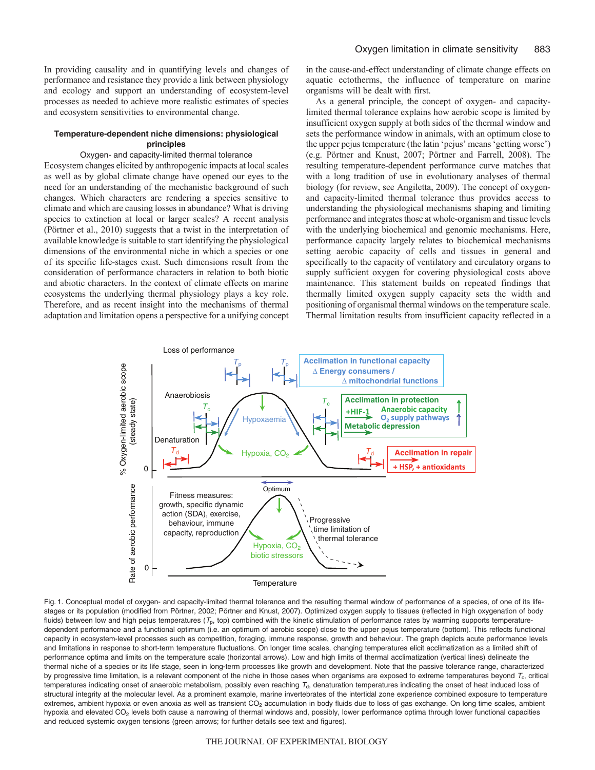In providing causality and in quantifying levels and changes of performance and resistance they provide a link between physiology and ecology and support an understanding of ecosystem-level processes as needed to achieve more realistic estimates of species and ecosystem sensitivities to environmental change.

## Temperature-dependent niche dimensions: physiological principles

### Oxygen- and capacity-limited thermal tolerance

Ecosystem changes elicited by anthropogenic impacts at local scales as well as by global climate change have opened our eyes to the need for an understanding of the mechanistic background of such changes. Which characters are rendering a species sensitive to climate and which are causing losses in abundance? What is driving species to extinction at local or larger scales? A recent analysis (Pörtner et al., 2010) suggests that a twist in the interpretation of available knowledge is suitable to start identifying the physiological dimensions of the environmental niche in which a species or one of its specific life-stages exist. Such dimensions result from the consideration of performance characters in relation to both biotic and abiotic characters. In the context of climate effects on marine ecosystems the underlying thermal physiology plays a key role. Therefore, and as recent insight into the mechanisms of thermal adaptation and limitation opens a perspective for a unifying concept in the cause-and-effect understanding of climate change effects on aquatic ectotherms, the influence of temperature on marine organisms will be dealt with first.

As a general principle, the concept of oxygen- and capacity-limited thermal tolerance explains how aerobic scope is limited by insufficient oxygen supply at both sides of the thermal window and sets the performance window in animals, with an optimum close to the upper pejus temperature (the latin 'pejus' means 'getting worse') (e.g. Pörtner and Knust, 2007; Pörtner and Farrell, 2008). The resulting temperature-dependent performance curve matches that with a long tradition of use in evolutionary analyses of thermal biology (for review, see Angiletta, 2009). The concept of oxygen- and capacity-limited thermal tolerance thus provides access to understanding the physiological mechanisms shaping and limiting performance and integrates those at whole-organism and tissue levels with the underlying biochemical and genomic mechanisms. Here, performance capacity largely relates to biochemical mechanisms setting aerobic capacity of cells and tissues in general and specifically to the capacity of ventilatory and circulatory organs to supply sufficient oxygen for covering physiological costs above maintenance. This statement builds on repeated findings that thermally limited oxygen supply capacity sets the width and positioning of organismal thermal windows on the temperature scale. Thermal limitation results from insufficient capacity reflected in a

Fig. 1. Conceptual model of oxygen- and capacity-limited thermal tolerance and the resulting thermal window of performance of a species, of one of its life-stages or its population (modified from Pörtner, 2002; Pörtner and Knust, 2007). Optimized oxygen supply to tissues (reflected in high oxygenation of body fluids) between low and high pejus temperatures ($T_p$, top) combined with the kinetic stimulation of performance rates by warming supports temperature-dependent performance and a functional optimum (i.e. an optimum of aerobic scope) close to the upper pejus temperature (bottom). This reflects functional capacity in ecosystem-level processes such as competition, foraging, immune response, growth and behaviour. The graph depicts acute performance levels and limitations in response to short-term temperature fluctuations. On longer time scales, changing temperatures elicit acclimatization as a limited shift of performance optima and limits on the temperature scale (horizontal arrows). Low and high limits of thermal acclimatization (vertical lines) delineate the thermal niche of a species or its life stage, seen in long-term processes like growth and development. Note that the passive tolerance range, characterized by progressive time limitation, is a relevant component of the niche in those cases when organisms are exposed to extreme temperatures beyond $T_c$, critical temperatures indicating onset of anaerobic metabolism, possibly even reaching $T_d$, denaturation temperatures indicating the onset of heat induced loss of structural integrity at the molecular level. As a prominent example, marine invertebrates of the intertidal zone experience combined exposure to temperature extremes, ambient hypoxia or even anoxia as well as transient $CO_2$ accumulation in body fluids due to loss of gas exchange. On long time scales, ambient hypoxia and elevated $CO_2$ levels both cause a narrowing of thermal windows and, possibly, lower performance optima through lower functional capacities and reduced systemic oxygen tensions (green arrows; for further details see text and figures).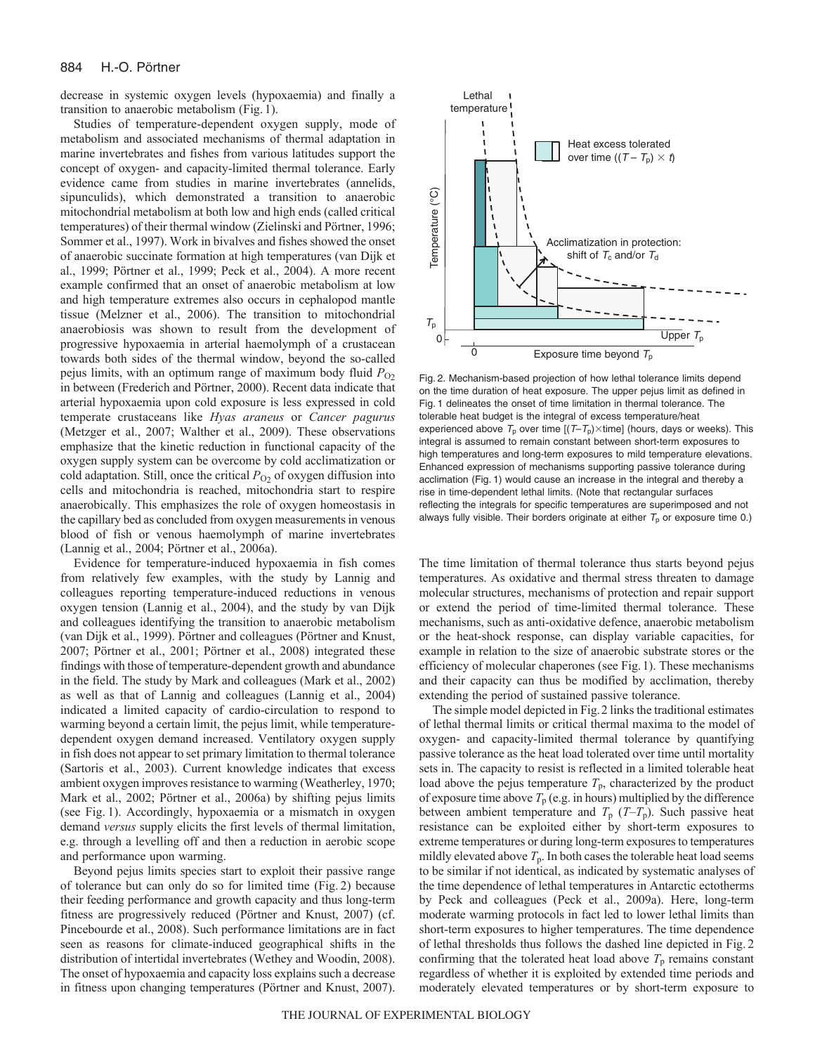decrease in systemic oxygen levels (hypoxaemia) and finally a transition to anaerobic metabolism (Fig. 1).

Studies of temperature-dependent oxygen supply, mode of metabolism and associated mechanisms of thermal adaptation in marine invertebrates and fishes from various latitudes support the concept of oxygen- and capacity-limited thermal tolerance. Early evidence came from studies in marine invertebrates (annelids, sipunculids), which demonstrated a transition to anaerobic mitochondrial metabolism at both low and high ends (called critical temperatures) of their thermal window (Zielinski and Pörtner, 1996; Sommer et al., 1997). Work in bivalves and fishes showed the onset of anaerobic succinate formation at high temperatures (van Dijk et al., 1999; Pörtner et al., 1999; Peck et al., 2004). A more recent example confirmed that an onset of anaerobic metabolism at low and high temperature extremes also occurs in cephalopod mantle tissue (Melzner et al., 2006). The transition to mitochondrial anaerobiosis was shown to result from the development of progressive hypoxaemia in arterial haemolymph of a crustacean towards both sides of the thermal window, beyond the so-called pejus limits, with an optimum range of maximum body fluid $P_{O_2}$ in between (Frederich and Pörtner, 2000). Recent data indicate that arterial hypoxaemia upon cold exposure is less expressed in cold temperate crustaceans like *Hyas araneus* or *Cancer pagurus* (Metzger et al., 2007; Walther et al., 2009). These observations emphasize that the kinetic reduction in functional capacity of the oxygen supply system can be overcome by cold acclimatization or cold adaptation. Still, once the critical $P_{O_2}$ of oxygen diffusion into cells and mitochondria is reached, mitochondria start to respire anaerobically. This emphasizes the role of oxygen homeostasis in the capillary bed as concluded from oxygen measurements in venous blood of fish or venous haemolymph of marine invertebrates (Lannig et al., 2004; Pörtner et al., 2006a).

Evidence for temperature-induced hypoxaemia in fish comes from relatively few examples, with the study by Lannig and colleagues reporting temperature-induced reductions in venous oxygen tension (Lannig et al., 2004), and the study by van Dijk and colleagues identifying the transition to anaerobic metabolism (van Dijk et al., 1999). Pörtner and colleagues (Pörtner and Knust, 2007; Pörtner et al., 2001; Pörtner et al., 2008) integrated these findings with those of temperature-dependent growth and abundance in the field. The study by Mark and colleagues (Mark et al., 2002) as well as that of Lannig and colleagues (Lannig et al., 2004) indicated a limited capacity of cardio-circulation to respond to warming beyond a certain limit, the pejus limit, while temperature-dependent oxygen demand increased. Ventilatory oxygen supply in fish does not appear to set primary limitation to thermal tolerance (Sartoris et al., 2003). Current knowledge indicates that excess ambient oxygen improves resistance to warming (Weatherley, 1970; Mark et al., 2002; Pörtner et al., 2006a) by shifting pejus limits (see Fig. 1). Accordingly, hypoxaemia or a mismatch in oxygen demand *versus* supply elicits the first levels of thermal limitation, e.g. through a levelling off and then a reduction in aerobic scope and performance upon warming.

Beyond pejus limits species start to exploit their passive range of tolerance but can only do so for limited time (Fig. 2) because their feeding performance and growth capacity and thus long-term fitness are progressively reduced (Pörtner and Knust, 2007) (cf. Pincebourde et al., 2008). Such performance limitations are in fact seen as reasons for climate-induced geographical shifts in the distribution of intertidal invertebrates (Wethey and Woodin, 2008). The onset of hypoxaemia and capacity loss explains such a decrease in fitness upon changing temperatures (Pörtner and Knust, 2007).

Fig. 2. Mechanism-based projection of how lethal tolerance limits depend on the time duration of heat exposure. The upper pejus limit as defined in Fig. 1 delineates the onset of time limitation in thermal tolerance. The tolerable heat budget is the integral of excess temperature/heat experienced above $T_p$ over time [$(T-T_p)\times$time] (hours, days or weeks). This integral is assumed to remain constant between short-term exposures to high temperatures and long-term exposures to mild temperature elevations. Enhanced expression of mechanisms supporting passive tolerance during acclimation (Fig. 1) would cause an increase in the integral and thereby a rise in time-dependent lethal limits. (Note that rectangular surfaces reflecting the integrals for specific temperatures are superimposed and not always fully visible. Their borders originate at either $T_p$ or exposure time 0.)

The time limitation of thermal tolerance thus starts beyond pejus temperatures. As oxidative and thermal stress threaten to damage molecular structures, mechanisms of protection and repair support or extend the period of time-limited thermal tolerance. These mechanisms, such as anti-oxidative defence, anaerobic metabolism or the heat-shock response, can display variable capacities, for example in relation to the size of anaerobic substrate stores or the efficiency of molecular chaperones (see Fig. 1). These mechanisms and their capacity can thus be modified by acclimation, thereby extending the period of sustained passive tolerance.

The simple model depicted in Fig. 2 links the traditional estimates of lethal thermal limits or critical thermal maxima to the model of oxygen- and capacity-limited thermal tolerance by quantifying passive tolerance as the heat load tolerated over time until mortality sets in. The capacity to resist is reflected in a limited tolerable heat load above the pejus temperature $T_p$, characterized by the product of exposure time above $T_p$ (e.g. in hours) multiplied by the difference between ambient temperature and $T_p$ ($T-T_p$). Such passive heat resistance can be exploited either by short-term exposures to extreme temperatures or during long-term exposures to temperatures mildly elevated above $T_p$. In both cases the tolerable heat load seems to be similar if not identical, as indicated by systematic analyses of the time dependence of lethal temperatures in Antarctic ectotherms by Peck and colleagues (Peck et al., 2009a). Here, long-term moderate warming protocols in fact led to lower lethal limits than short-term exposures to higher temperatures. The time dependence of lethal thresholds thus follows the dashed line depicted in Fig. 2 confirming that the tolerated heat load above $T_p$ remains constant regardless of whether it is exploited by extended time periods and moderately elevated temperatures or by short-term exposure to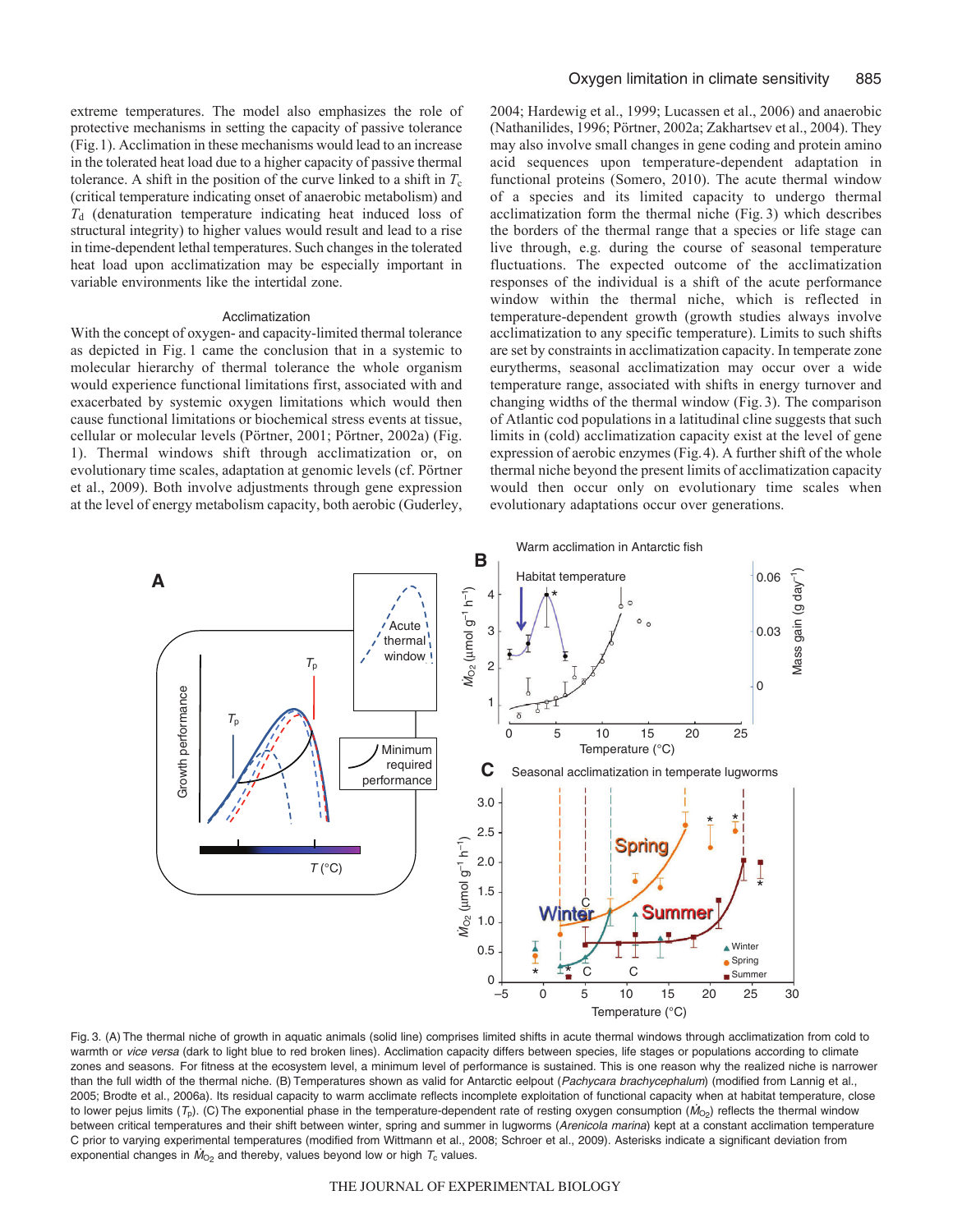extreme temperatures. The model also emphasizes the role of protective mechanisms in setting the capacity of passive tolerance (Fig. 1). Acclimation in these mechanisms would lead to an increase in the tolerated heat load due to a higher capacity of passive thermal tolerance. A shift in the position of the curve linked to a shift in $T_c$ (critical temperature indicating onset of anaerobic metabolism) and $T_d$ (denaturation temperature indicating heat induced loss of structural integrity) to higher values would result and lead to a rise in time-dependent lethal temperatures. Such changes in the tolerated heat load upon acclimatization may be especially important in variable environments like the intertidal zone.

### Acclimatization

With the concept of oxygen- and capacity-limited thermal tolerance as depicted in Fig. 1 came the conclusion that in a systemic to molecular hierarchy of thermal tolerance the whole organism would experience functional limitations first, associated with and exacerbated by systemic oxygen limitations which would then cause functional limitations or biochemical stress events at tissue, cellular or molecular levels (Pörtner, 2001; Pörtner, 2002a) (Fig. 1). Thermal windows shift through acclimatization or, on evolutionary time scales, adaptation at genomic levels (cf. Pörtner et al., 2009). Both involve adjustments through gene expression at the level of energy metabolism capacity, both aerobic (Guderley, 2004; Hardewig et al., 1999; Lucassen et al., 2006) and anaerobic (Nathanilides, 1996; Pörtner, 2002a; Zakhartsev et al., 2004). They may also involve small changes in gene coding and protein amino acid sequences upon temperature-dependent adaptation in functional proteins (Somero, 2010). The acute thermal window of a species and its limited capacity to undergo thermal acclimatization form the thermal niche (Fig. 3) which describes the borders of the thermal range that a species or life stage can live through, e.g. during the course of seasonal temperature fluctuations. The expected outcome of the acclimatization responses of the individual is a shift of the acute performance window within the thermal niche, which is reflected in temperature-dependent growth (growth studies always involve acclimatization to any specific temperature). Limits to such shifts are set by constraints in acclimatization capacity. In temperate zone eurytherms, seasonal acclimatization may occur over a wide temperature range, associated with shifts in energy turnover and changing widths of the thermal window (Fig. 3). The comparison of Atlantic cod populations in a latitudinal cline suggests that such limits in (cold) acclimatization capacity exist at the level of gene expression of aerobic enzymes (Fig. 4). A further shift of the whole thermal niche beyond the present limits of acclimatization capacity would then occur only on evolutionary time scales when evolutionary adaptations occur over generations.

Fig. 3. (A) The thermal niche of growth in aquatic animals (solid line) comprises limited shifts in acute thermal windows through acclimatization from cold to warmth or *vice versa* (dark to light blue to red broken lines). Acclimation capacity differs between species, life stages or populations according to climate zones and seasons. For fitness at the ecosystem level, a minimum level of performance is sustained. This is one reason why the realized niche is narrower than the full width of the thermal niche. (B) Temperatures shown as valid for Antarctic eelpout (*Pachycara brachycephalum*) (modified from Lannig et al., 2005; Brodte et al., 2006a). Its residual capacity to warm acclimate reflects incomplete exploitation of functional capacity when at habitat temperature, close to lower pejus limits ($T_p$). (C) The exponential phase in the temperature-dependent rate of resting oxygen consumption ($\dot{M}_{O_2}$) reflects the thermal window between critical temperatures and their shift between winter, spring and summer in lugworms (*Arenicola marina*) kept at a constant acclimation temperature C prior to varying experimental temperatures (modified from Wittmann et al., 2008; Schroer et al., 2009). Asterisks indicate a significant deviation from exponential changes in $\dot{M}_{O_2}$ and thereby, values beyond low or high $T_c$ values.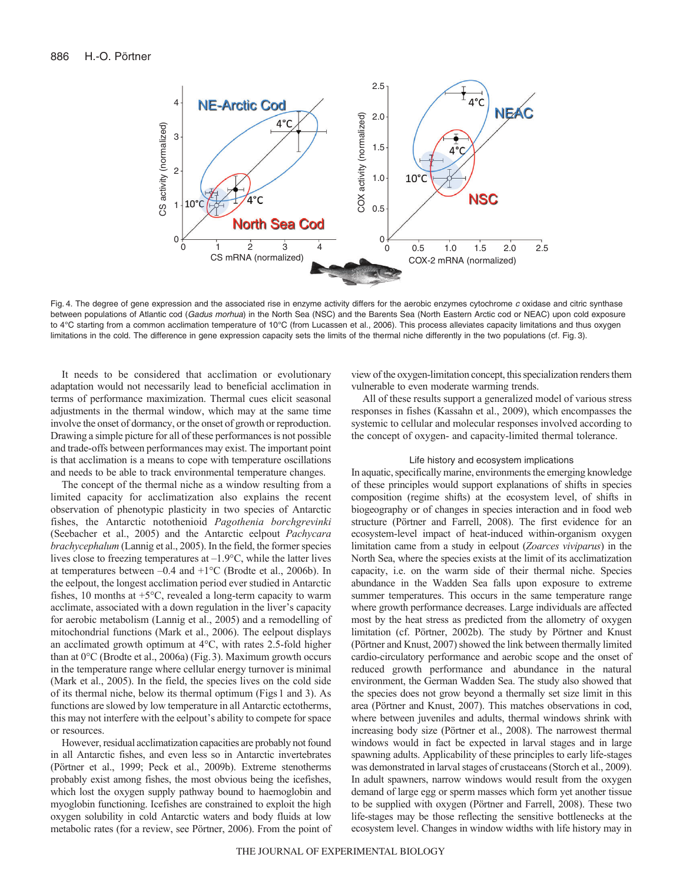Fig. 4. The degree of gene expression and the associated rise in enzyme activity differs for the aerobic enzymes cytochrome *c* oxidase and citric synthase between populations of Atlantic cod (*Gadus morhua*) in the North Sea (NSC) and the Barents Sea (North Eastern Arctic cod or NEAC) upon cold exposure to 4°C starting from a common acclimation temperature of 10°C (from Lucassen et al., 2006). This process alleviates capacity limitations and thus oxygen limitations in the cold. The difference in gene expression capacity sets the limits of the thermal niche differently in the two populations (cf. Fig. 3).

It needs to be considered that acclimation or evolutionary adaptation would not necessarily lead to beneficial acclimation in terms of performance maximization. Thermal cues elicit seasonal adjustments in the thermal window, which may at the same time involve the onset of dormancy, or the onset of growth or reproduction. Drawing a simple picture for all of these performances is not possible and trade-offs between performances may exist. The important point is that acclimation is a means to cope with temperature oscillations and needs to be able to track environmental temperature changes.

The concept of the thermal niche as a window resulting from a limited capacity for acclimatization also explains the recent observation of phenotypic plasticity in two species of Antarctic fishes, the Antarctic notothenioid *Pagothenia borchgrevinki* (Seebacher et al., 2005) and the Antarctic eelpout *Pachycara brachycephalum* (Lannig et al., 2005). In the field, the former species lives close to freezing temperatures at –1.9°C, while the latter lives at temperatures between –0.4 and +1°C (Brodte et al., 2006b). In the eelpout, the longest acclimation period ever studied in Antarctic fishes, 10 months at +5°C, revealed a long-term capacity to warm acclimate, associated with a down regulation in the liver's capacity for aerobic metabolism (Lannig et al., 2005) and a remodelling of mitochondrial functions (Mark et al., 2006). The eelpout displays an acclimated growth optimum at 4°C, with rates 2.5-fold higher than at 0°C (Brodte et al., 2006a) (Fig. 3). Maximum growth occurs in the temperature range where cellular energy turnover is minimal (Mark et al., 2005). In the field, the species lives on the cold side of its thermal niche, below its thermal optimum (Figs 1 and 3). As functions are slowed by low temperature in all Antarctic ectotherms, this may not interfere with the eelpout's ability to compete for space or resources.

However, residual acclimatization capacities are probably not found in all Antarctic fishes, and even less so in Antarctic invertebrates (Pörtner et al., 1999; Peck et al., 2009b). Extreme stenotherms probably exist among fishes, the most obvious being the icefishes, which lost the oxygen supply pathway bound to haemoglobin and myoglobin functioning. Icefishes are constrained to exploit the high oxygen solubility in cold Antarctic waters and body fluids at low metabolic rates (for a review, see Pörtner, 2006). From the point of view of the oxygen-limitation concept, this specialization renders them vulnerable to even moderate warming trends.

All of these results support a generalized model of various stress responses in fishes (Kassahn et al., 2009), which encompasses the systemic to cellular and molecular responses involved according to the concept of oxygen- and capacity-limited thermal tolerance.

## Life history and ecosystem implications

In aquatic, specifically marine, environments the emerging knowledge of these principles would support explanations of shifts in species composition (regime shifts) at the ecosystem level, of shifts in biogeography or of changes in species interaction and in food web structure (Pörtner and Farrell, 2008). The first evidence for an ecosystem-level impact of heat-induced within-organism oxygen limitation came from a study in eelpout (*Zoarces viviparus*) in the North Sea, where the species exists at the limit of its acclimatization capacity, i.e. on the warm side of their thermal niche. Species abundance in the Wadden Sea falls upon exposure to extreme summer temperatures. This occurs in the same temperature range where growth performance decreases. Large individuals are affected most by the heat stress as predicted from the allometry of oxygen limitation (cf. Pörtner, 2002b). The study by Pörtner and Knust (Pörtner and Knust, 2007) showed the link between thermally limited cardio-circulatory performance and aerobic scope and the onset of reduced growth performance and abundance in the natural environment, the German Wadden Sea. The study also showed that the species does not grow beyond a thermally set size limit in this area (Pörtner and Knust, 2007). This matches observations in cod, where between juveniles and adults, thermal windows shrink with increasing body size (Pörtner et al., 2008). The narrowest thermal windows would in fact be expected in larval stages and in large spawning adults. Applicability of these principles to early life-stages was demonstrated in larval stages of crustaceans (Storch et al., 2009). In adult spawners, narrow windows would result from the oxygen demand of large egg or sperm masses which form yet another tissue to be supplied with oxygen (Pörtner and Farrell, 2008). These two life-stages may be those reflecting the sensitive bottlenecks at the ecosystem level. Changes in window widths with life history may in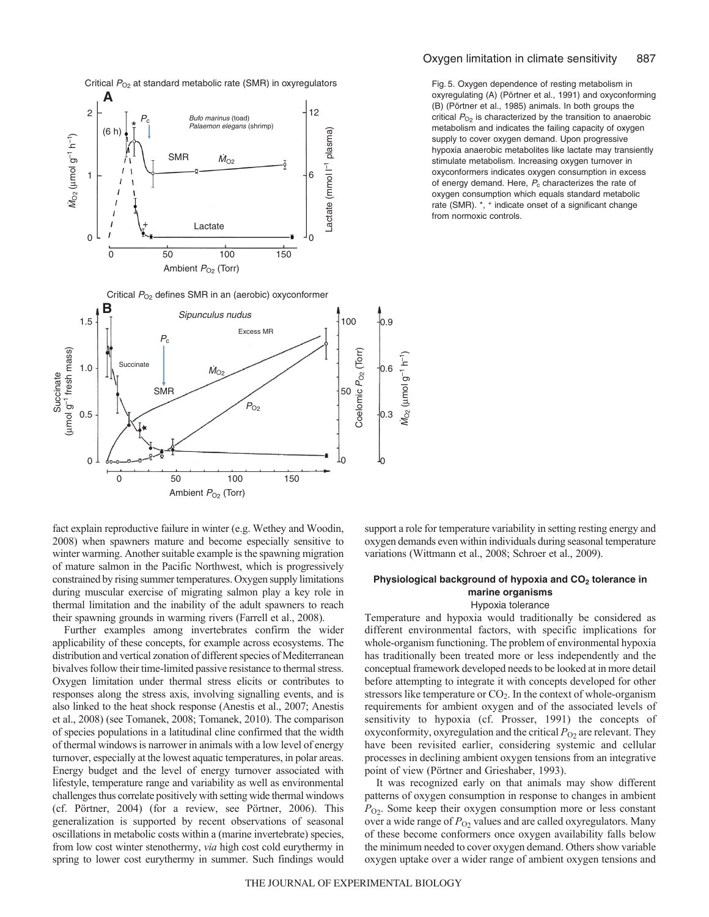Fig. 5. Oxygen dependence of resting metabolism in oxyregulating (A) (Pörtner et al., 1991) and oxyconforming (B) (Pörtner et al., 1985) animals. In both groups the critical $P_{O_2}$ is characterized by the transition to anaerobic metabolism and indicates the failing capacity of oxygen supply to cover oxygen demand. Upon progressive hypoxia anaerobic metabolites like lactate may transiently stimulate metabolism. Increasing oxygen turnover in oxyconformers indicates oxygen consumption in excess of energy demand. Here, $P_c$ characterizes the rate of oxygen consumption which equals standard metabolic rate (SMR). *, + indicate onset of a significant change from normoxic controls.

fact explain reproductive failure in winter (e.g. Wethey and Woodin, 2008) when spawners mature and become especially sensitive to winter warming. Another suitable example is the spawning migration of mature salmon in the Pacific Northwest, which is progressively constrained by rising summer temperatures. Oxygen supply limitations during muscular exercise of migrating salmon play a key role in thermal limitation and the inability of the adult spawners to reach their spawning grounds in warming rivers (Farrell et al., 2008).

Further examples among invertebrates confirm the wider applicability of these concepts, for example across ecosystems. The distribution and vertical zonation of different species of Mediterranean bivalves follow their time-limited passive resistance to thermal stress. Oxygen limitation under thermal stress elicits or contributes to responses along the stress axis, involving signalling events, and is also linked to the heat shock response (Anestis et al., 2007; Anestis et al., 2008) (see Tomanek, 2008; Tomanek, 2010). The comparison of species populations in a latitudinal cline confirmed that the width of thermal windows is narrower in animals with a low level of energy turnover, especially at the lowest aquatic temperatures, in polar areas. Energy budget and the level of energy turnover associated with lifestyle, temperature range and variability as well as environmental challenges thus correlate positively with setting wide thermal windows (cf. Pörtner, 2004) (for a review, see Pörtner, 2006). This generalization is supported by recent observations of seasonal oscillations in metabolic costs within a (marine invertebrate) species, from low cost winter stenothermy, *via* high cost cold eurythermy in spring to lower cost eurythermy in summer. Such findings would support a role for temperature variability in setting resting energy and oxygen demands even within individuals during seasonal temperature variations (Wittmann et al., 2008; Schroer et al., 2009).

## Physiological background of hypoxia and $CO_2$ tolerance in marine organisms

### Hypoxia tolerance

Temperature and hypoxia would traditionally be considered as different environmental factors, with specific implications for whole-organism functioning. The problem of environmental hypoxia has traditionally been treated more or less independently and the conceptual framework developed needs to be looked at in more detail before attempting to integrate it with concepts developed for other stressors like temperature or $CO_2$. In the context of whole-organism requirements for ambient oxygen and of the associated levels of sensitivity to hypoxia (cf. Prosser, 1991) the concepts of oxyconformity, oxyregulation and the critical $P_{O_2}$ are relevant. They have been revisited earlier, considering systemic and cellular processes in declining ambient oxygen tensions from an integrative point of view (Pörtner and Grieshaber, 1993).

It was recognized early on that animals may show different patterns of oxygen consumption in response to changes in ambient $P_{O_2}$. Some keep their oxygen consumption more or less constant over a wide range of $P_{O_2}$ values and are called oxyregulators. Many of these become conformers once oxygen availability falls below the minimum needed to cover oxygen demand. Others show variable oxygen uptake over a wider range of ambient oxygen tensions and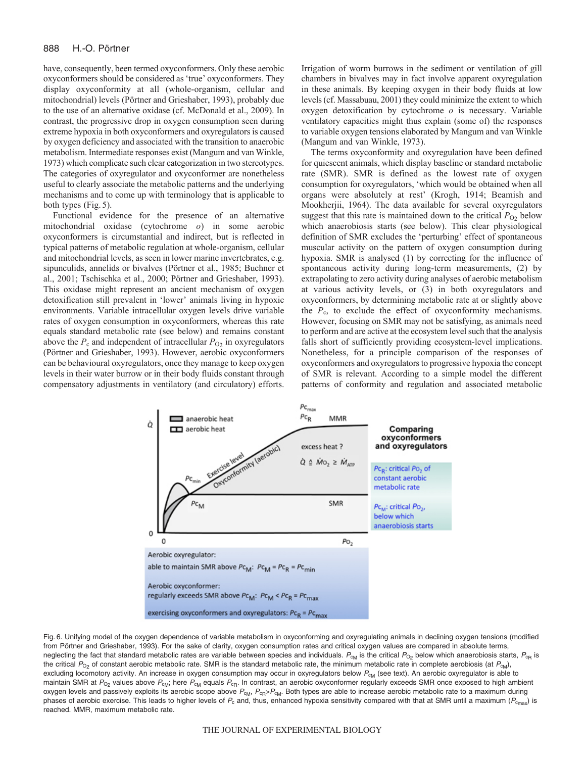have, consequently, been termed oxyconformers. Only these aerobic oxyconformers should be considered as 'true' oxyconformers. They display oxyconformity at all (whole-organism, cellular and mitochondrial) levels (Pörtner and Grieshaber, 1993), probably due to the use of an alternative oxidase (cf. McDonald et al., 2009). In contrast, the progressive drop in oxygen consumption seen during extreme hypoxia in both oxyconformers and oxyregulators is caused by oxygen deficiency and associated with the transition to anaerobic metabolism. Intermediate responses exist (Mangum and van Winkle, 1973) which complicate such clear categorization in two stereotypes. The categories of oxyregulator and oxyconformer are nonetheless useful to clearly associate the metabolic patterns and the underlying mechanisms and to come up with terminology that is applicable to both types (Fig. 5).

Functional evidence for the presence of an alternative mitochondrial oxidase (cytochrome *o*) in some aerobic oxyconformers is circumstantial and indirect, but is reflected in typical patterns of metabolic regulation at whole-organism, cellular and mitochondrial levels, as seen in lower marine invertebrates, e.g. sipunculids, annelids or bivalves (Pörtner et al., 1985; Buchner et al., 2001; Tschischka et al., 2000; Pörtner and Grieshaber, 1993). This oxidase might represent an ancient mechanism of oxygen detoxification still prevalent in 'lower' animals living in hypoxic environments. Variable intracellular oxygen levels drive variable rates of oxygen consumption in oxyconformers, whereas this rate equals standard metabolic rate (see below) and remains constant above the $P_c$ and independent of intracellular $P_{O_2}$ in oxyregulators (Pörtner and Grieshaber, 1993). However, aerobic oxyconformers can be behavioural oxyregulators, once they manage to keep oxygen levels in their water burrow or in their body fluids constant through compensatory adjustments in ventilatory (and circulatory) efforts. Irrigation of worm burrows in the sediment or ventilation of gill chambers in bivalves may in fact involve apparent oxyregulation in these animals. By keeping oxygen in their body fluids at low levels (cf. Massabuau, 2001) they could minimize the extent to which oxygen detoxification by cytochrome *o* is necessary. Variable ventilatory capacities might thus explain (some of) the responses to variable oxygen tensions elaborated by Mangum and van Winkle (Mangum and van Winkle, 1973).

The terms oxyconformity and oxyregulation have been defined for quiescent animals, which display baseline or standard metabolic rate (SMR). SMR is defined as the lowest rate of oxygen consumption for oxyregulators, 'which would be obtained when all organs were absolutely at rest' (Krogh, 1914; Beamish and Mookherjii, 1964). The data available for several oxyregulators suggest that this rate is maintained down to the critical $P_{O_2}$ below which anaerobiosis starts (see below). This clear physiological definition of SMR excludes the 'perturbing' effect of spontaneous muscular activity on the pattern of oxygen consumption during hypoxia. SMR is analysed (1) by correcting for the influence of spontaneous activity during long-term measurements, (2) by extrapolating to zero activity during analyses of aerobic metabolism at various activity levels, or (3) in both oxyregulators and oxyconformers, by determining metabolic rate at or slightly above the $P_c$, to exclude the effect of oxyconformity mechanisms. However, focusing on SMR may not be satisfying, as animals need to perform and are active at the ecosystem level such that the analysis falls short of sufficiently providing ecosystem-level implications. Nonetheless, for a principle comparison of the responses of oxyconformers and oxyregulators to progressive hypoxia the concept of SMR is relevant. According to a simple model the different patterns of conformity and regulation and associated metabolic

Fig. 6. Unifying model of the oxygen dependence of variable metabolism in oxyconforming and oxyregulating animals in declining oxygen tensions (modified from Pörtner and Grieshaber, 1993). For the sake of clarity, oxygen consumption rates and critical oxygen values are compared in absolute terms, neglecting the fact that standard metabolic rates are variable between species and individuals. $P_{cM}$ is the critical $P_{O_2}$ below which anaerobiosis starts, $P_{cR}$ is the critical $P_{O_2}$ of constant aerobic metabolic rate. SMR is the standard metabolic rate, the minimum metabolic rate in complete aerobiosis (at $P_{cM}$), excluding locomotory activity. An increase in oxygen consumption may occur in oxyregulators below $P_{cM}$ (see text). An aerobic oxyregulator is able to maintain SMR at $P_{O_2}$ values above $P_{cM}$; here $P_{cM}$ equals $P_{cR}$. In contrast, an aerobic oxyconformer regularly exceeds SMR once exposed to high ambient oxygen levels and passively exploits its aerobic scope above $P_{cM}$, $P_{cR}$>$P_{cM}$. Both types are able to increase aerobic metabolic rate to a maximum during phases of aerobic exercise. This leads to higher levels of $P_c$ and, thus, enhanced hypoxia sensitivity compared with that at SMR until a maximum ($P_{cmax}$) is reached. MMR, maximum metabolic rate.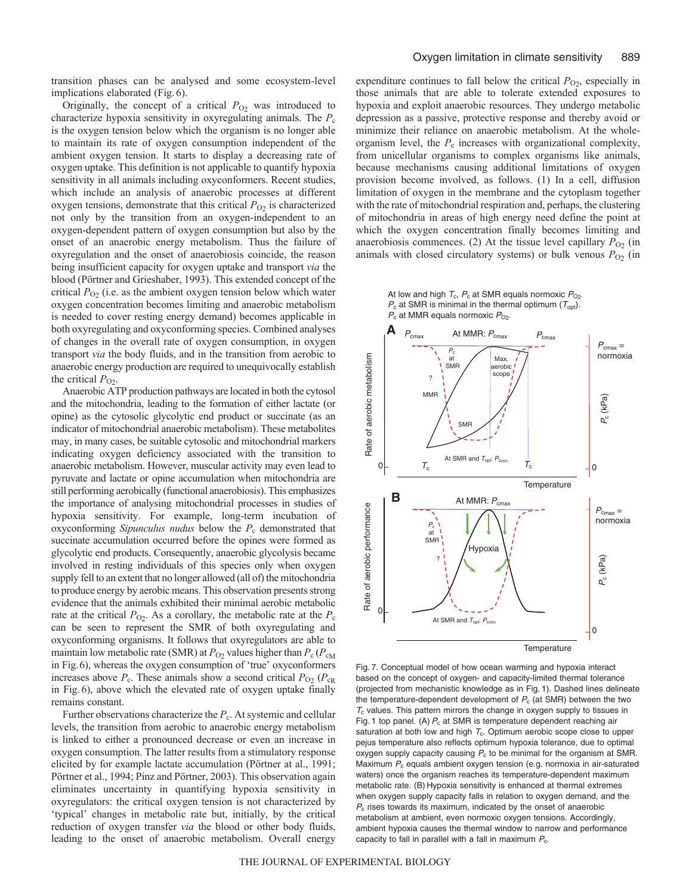transition phases can be analysed and some ecosystem-level implications elaborated (Fig. 6).

Originally, the concept of a critical $P_{O_2}$ was introduced to characterize hypoxia sensitivity in oxyregulating animals. The $P_c$ is the oxygen tension below which the organism is no longer able to maintain its rate of oxygen consumption independent of the ambient oxygen tension. It starts to display a decreasing rate of oxygen uptake. This definition is not applicable to quantify hypoxia sensitivity in all animals including oxyconformers. Recent studies, which include an analysis of anaerobic processes at different oxygen tensions, demonstrate that this critical $P_{O_2}$ is characterized not only by the transition from an oxygen-independent to an oxygen-dependent pattern of oxygen consumption but also by the onset of an anaerobic energy metabolism. Thus the failure of oxyregulation and the onset of anaerobiosis coincide, the reason being insufficient capacity for oxygen uptake and transport *via* the blood (Pörtner and Grieshaber, 1993). This extended concept of the critical $P_{O_2}$ (i.e. as the ambient oxygen tension below which water oxygen concentration becomes limiting and anaerobic metabolism is needed to cover resting energy demand) becomes applicable in both oxyregulating and oxyconforming species. Combined analyses of changes in the overall rate of oxygen consumption, in oxygen transport *via* the body fluids, and in the transition from aerobic to anaerobic energy production are required to unequivocally establish the critical $P_{O_2}$.

Anaerobic ATP production pathways are located in both the cytosol and the mitochondria, leading to the formation of either lactate (or opine) as the cytosolic glycolytic end product or succinate (as an indicator of mitochondrial anaerobic metabolism). These metabolites may, in many cases, be suitable cytosolic and mitochondrial markers indicating oxygen deficiency associated with the transition to anaerobic metabolism. However, muscular activity may even lead to pyruvate and lactate or opine accumulation when mitochondria are still performing aerobically (functional anaerobiosis). This emphasizes the importance of analysing mitochondrial processes in studies of hypoxia sensitivity. For example, long-term incubation of oxyconforming *Sipunculus nudus* below the $P_c$ demonstrated that succinate accumulation occurred before the opines were formed as glycolytic end products. Consequently, anaerobic glycolysis became involved in resting individuals of this species only when oxygen supply fell to an extent that no longer allowed (all of) the mitochondria to produce energy by aerobic means. This observation presents strong evidence that the animals exhibited their minimal aerobic metabolic rate at the critical $P_{O_2}$. As a corollary, the metabolic rate at the $P_c$ can be seen to represent the SMR of both oxyregulating and oxyconforming organisms. It follows that oxyregulators are able to maintain low metabolic rate (SMR) at $P_{O_2}$ values higher than $P_c$ ($P_{cM}$ in Fig. 6), whereas the oxygen consumption of 'true' oxyconformers increases above $P_c$. These animals show a second critical $P_{O_2}$ ($P_{cR}$ in Fig. 6), above which the elevated rate of oxygen uptake finally remains constant.

Further observations characterize the $P_c$. At systemic and cellular levels, the transition from aerobic to anaerobic energy metabolism is linked to either a pronounced decrease or even an increase in oxygen consumption. The latter results from a stimulatory response elicited by for example lactate accumulation (Pörtner at al., 1991; Pörtner et al., 1994; Pinz and Pörtner, 2003). This observation again eliminates uncertainty in quantifying hypoxia sensitivity in oxyregulators: the critical oxygen tension is not characterized by 'typical' changes in metabolic rate but, initially, by the critical reduction of oxygen transfer *via* the blood or other body fluids, leading to the onset of anaerobic metabolism. Overall energy expenditure continues to fall below the critical $P_{O_2}$, especially in those animals that are able to tolerate extended exposures to hypoxia and exploit anaerobic resources. They undergo metabolic depression as a passive, protective response and thereby avoid or minimize their reliance on anaerobic metabolism. At the whole-organism level, the $P_c$ increases with organizational complexity, from unicellular organisms to complex organisms like animals, because mechanisms causing additional limitations of oxygen provision become involved, as follows. (1) In a cell, diffusion limitation of oxygen in the membrane and the cytoplasm together with the rate of mitochondrial respiration and, perhaps, the clustering of mitochondria in areas of high energy need define the point at which the oxygen concentration finally becomes limiting and anaerobiosis commences. (2) At the tissue level capillary $P_{O_2}$ (in animals with closed circulatory systems) or bulk venous $P_{O_2}$ (in

Fig. 7. Conceptual model of how ocean warming and hypoxia interact based on the concept of oxygen- and capacity-limited thermal tolerance (projected from mechanistic knowledge as in Fig. 1). Dashed lines delineate the temperature-dependent development of $P_c$ (at SMR) between the two $T_c$ values. This pattern mirrors the change in oxygen supply to tissues in Fig. 1 top panel. (A) $P_c$ at SMR is temperature dependent reaching air saturation at both low and high $T_c$. Optimum aerobic scope close to upper pejus temperature also reflects optimum hypoxia tolerance, due to optimal oxygen supply capacity causing $P_c$ to be minimal for the organism at SMR. Maximum $P_c$ equals ambient oxygen tension (e.g. normoxia in air-saturated waters) once the organism reaches its temperature-dependent maximum metabolic rate. (B) Hypoxia sensitivity is enhanced at thermal extremes when oxygen supply capacity falls in relation to oxygen demand, and the $P_c$ rises towards its maximum, indicated by the onset of anaerobic metabolism at ambient, even normoxic oxygen tensions. Accordingly, ambient hypoxia causes the thermal window to narrow and performance capacity to fall in parallel with a fall in maximum $P_c$.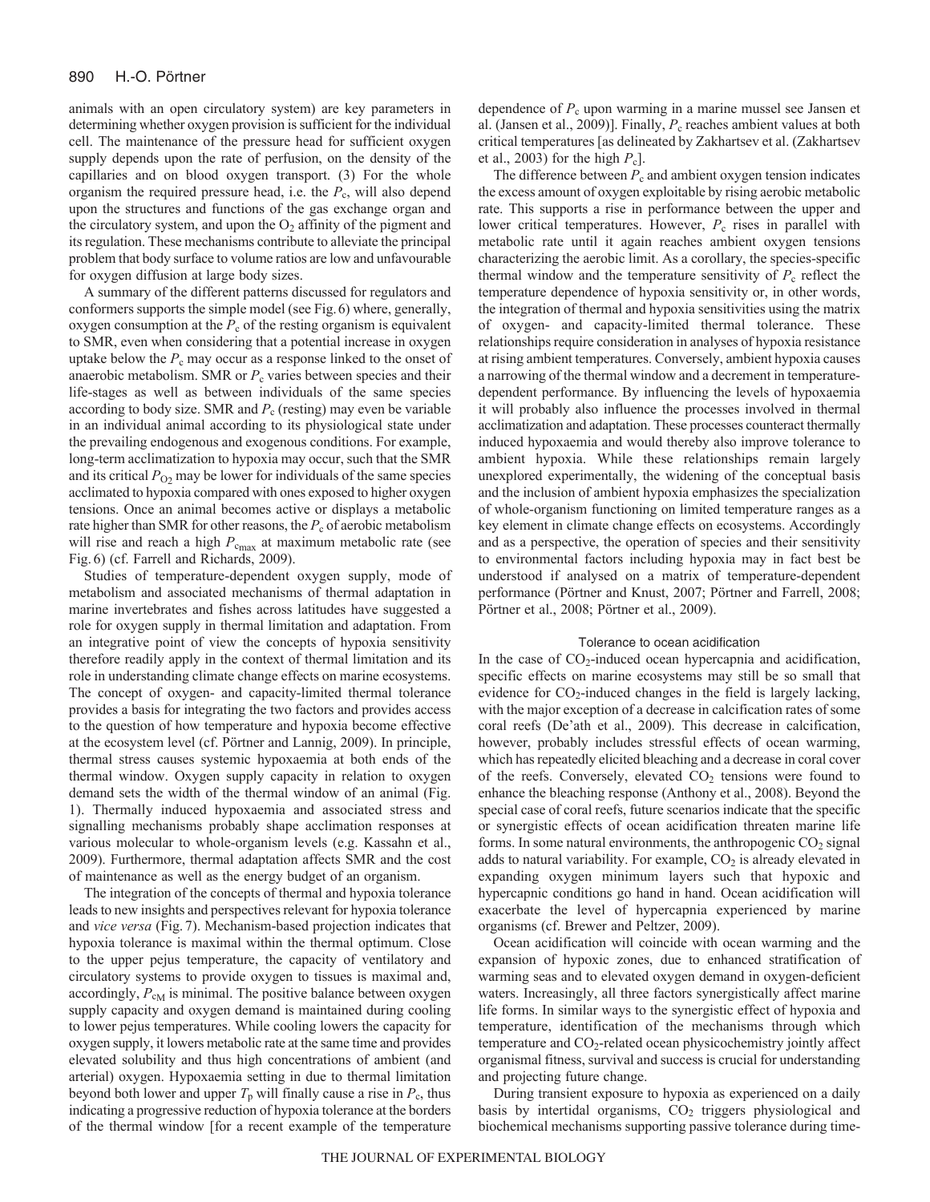animals with an open circulatory system) are key parameters in determining whether oxygen provision is sufficient for the individual cell. The maintenance of the pressure head for sufficient oxygen supply depends upon the rate of perfusion, on the density of the capillaries and on blood oxygen transport. (3) For the whole organism the required pressure head, i.e. the $P_c$, will also depend upon the structures and functions of the gas exchange organ and the circulatory system, and upon the $O_2$ affinity of the pigment and its regulation. These mechanisms contribute to alleviate the principal problem that body surface to volume ratios are low and unfavourable for oxygen diffusion at large body sizes.

A summary of the different patterns discussed for regulators and conformers supports the simple model (see Fig. 6) where, generally, oxygen consumption at the $P_c$ of the resting organism is equivalent to SMR, even when considering that a potential increase in oxygen uptake below the $P_c$ may occur as a response linked to the onset of anaerobic metabolism. SMR or $P_c$ varies between species and their life-stages as well as between individuals of the same species according to body size. SMR and $P_c$ (resting) may even be variable in an individual animal according to its physiological state under the prevailing endogenous and exogenous conditions. For example, long-term acclimatization to hypoxia may occur, such that the SMR and its critical $P_{O_2}$ may be lower for individuals of the same species acclimated to hypoxia compared with ones exposed to higher oxygen tensions. Once an animal becomes active or displays a metabolic rate higher than SMR for other reasons, the $P_c$ of aerobic metabolism will rise and reach a high $P_{c_{max}}$ at maximum metabolic rate (see Fig. 6) (cf. Farrell and Richards, 2009).

Studies of temperature-dependent oxygen supply, mode of metabolism and associated mechanisms of thermal adaptation in marine invertebrates and fishes across latitudes have suggested a role for oxygen supply in thermal limitation and adaptation. From an integrative point of view the concepts of hypoxia sensitivity therefore readily apply in the context of thermal limitation and its role in understanding climate change effects on marine ecosystems. The concept of oxygen- and capacity-limited thermal tolerance provides a basis for integrating the two factors and provides access to the question of how temperature and hypoxia become effective at the ecosystem level (cf. Pörtner and Lannig, 2009). In principle, thermal stress causes systemic hypoxaemia at both ends of the thermal window. Oxygen supply capacity in relation to oxygen demand sets the width of the thermal window of an animal (Fig. 1). Thermally induced hypoxaemia and associated stress and signalling mechanisms probably shape acclimation responses at various molecular to whole-organism levels (e.g. Kassahn et al., 2009). Furthermore, thermal adaptation affects SMR and the cost of maintenance as well as the energy budget of an organism.

The integration of the concepts of thermal and hypoxia tolerance leads to new insights and perspectives relevant for hypoxia tolerance and *vice versa* (Fig. 7). Mechanism-based projection indicates that hypoxia tolerance is maximal within the thermal optimum. Close to the upper pejus temperature, the capacity of ventilatory and circulatory systems to provide oxygen to tissues is maximal and, accordingly, $P_{cM}$ is minimal. The positive balance between oxygen supply capacity and oxygen demand is maintained during cooling to lower pejus temperatures. While cooling lowers the capacity for oxygen supply, it lowers metabolic rate at the same time and provides elevated solubility and thus high concentrations of ambient (and arterial) oxygen. Hypoxaemia setting in due to thermal limitation beyond both lower and upper $T_p$ will finally cause a rise in $P_c$, thus indicating a progressive reduction of hypoxia tolerance at the borders of the thermal window [for a recent example of the temperature dependence of $P_c$ upon warming in a marine mussel see Jansen et al. (Jansen et al., 2009)]. Finally, $P_c$ reaches ambient values at both critical temperatures [as delineated by Zakhartsev et al. (Zakhartsev et al., 2003) for the high $P_c$].

The difference between $P_c$ and ambient oxygen tension indicates the excess amount of oxygen exploitable by rising aerobic metabolic rate. This supports a rise in performance between the upper and lower critical temperatures. However, $P_c$ rises in parallel with metabolic rate until it again reaches ambient oxygen tensions characterizing the aerobic limit. As a corollary, the species-specific thermal window and the temperature sensitivity of $P_c$ reflect the temperature dependence of hypoxia sensitivity or, in other words, the integration of thermal and hypoxia sensitivities using the matrix of oxygen- and capacity-limited thermal tolerance. These relationships require consideration in analyses of hypoxia resistance at rising ambient temperatures. Conversely, ambient hypoxia causes a narrowing of the thermal window and a decrement in temperature-dependent performance. By influencing the levels of hypoxaemia it will probably also influence the processes involved in thermal acclimatization and adaptation. These processes counteract thermally induced hypoxaemia and would thereby also improve tolerance to ambient hypoxia. While these relationships remain largely unexplored experimentally, the widening of the conceptual basis and the inclusion of ambient hypoxia emphasizes the specialization of whole-organism functioning on limited temperature ranges as a key element in climate change effects on ecosystems. Accordingly and as a perspective, the operation of species and their sensitivity to environmental factors including hypoxia may in fact best be understood if analysed on a matrix of temperature-dependent performance (Pörtner and Knust, 2007; Pörtner and Farrell, 2008; Pörtner et al., 2008; Pörtner et al., 2009).

### Tolerance to ocean acidification

In the case of $CO_2$-induced ocean hypercapnia and acidification, specific effects on marine ecosystems may still be so small that evidence for $CO_2$-induced changes in the field is largely lacking, with the major exception of a decrease in calcification rates of some coral reefs (De'ath et al., 2009). This decrease in calcification, however, probably includes stressful effects of ocean warming, which has repeatedly elicited bleaching and a decrease in coral cover of the reefs. Conversely, elevated $CO_2$ tensions were found to enhance the bleaching response (Anthony et al., 2008). Beyond the special case of coral reefs, future scenarios indicate that the specific or synergistic effects of ocean acidification threaten marine life forms. In some natural environments, the anthropogenic $CO_2$ signal adds to natural variability. For example, $CO_2$ is already elevated in expanding oxygen minimum layers such that hypoxic and hypercapnic conditions go hand in hand. Ocean acidification will exacerbate the level of hypercapnia experienced by marine organisms (cf. Brewer and Peltzer, 2009).

Ocean acidification will coincide with ocean warming and the expansion of hypoxic zones, due to enhanced stratification of warming seas and to elevated oxygen demand in oxygen-deficient waters. Increasingly, all three factors synergistically affect marine life forms. In similar ways to the synergistic effect of hypoxia and temperature, identification of the mechanisms through which temperature and $CO_2$-related ocean physicochemistry jointly affect organismal fitness, survival and success is crucial for understanding and projecting future change.

During transient exposure to hypoxia as experienced on a daily basis by intertidal organisms, $CO_2$ triggers physiological and biochemical mechanisms supporting passive tolerance during time-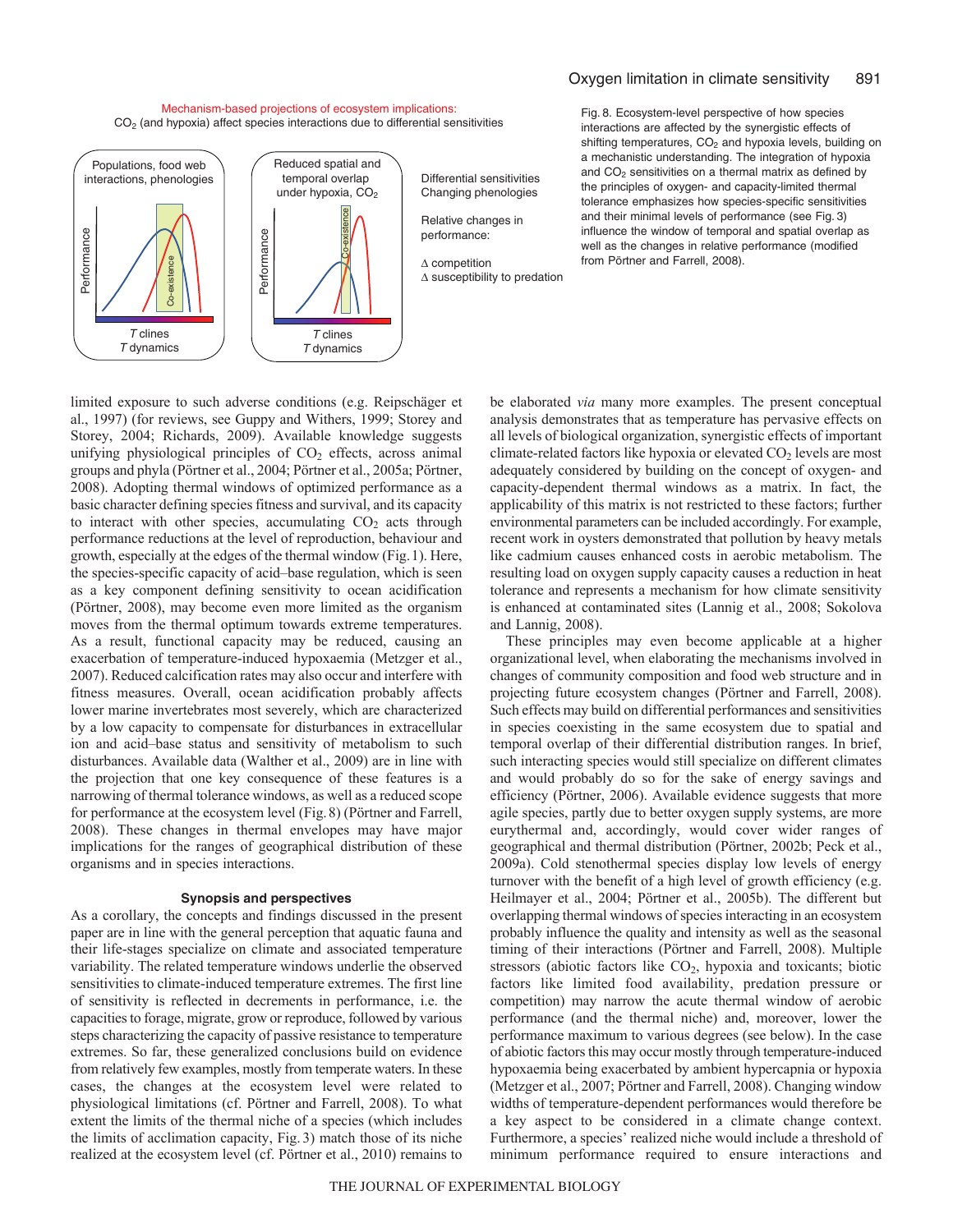Mechanism-based projections of ecosystem implications: $CO_2$ (and hypoxia) affect species interactions due to differential sensitivities

Fig. 8. Ecosystem-level perspective of how species interactions are affected by the synergistic effects of shifting temperatures, $CO_2$ and hypoxia levels, building on a mechanistic understanding. The integration of hypoxia and $CO_2$ sensitivities on a thermal matrix as defined by the principles of oxygen- and capacity-limited thermal tolerance emphasizes how species-specific sensitivities and their minimal levels of performance (see Fig. 3) influence the window of temporal and spatial overlap as well as the changes in relative performance (modified from Pörtner and Farrell, 2008).

limited exposure to such adverse conditions (e.g. Reipschläger et al., 1997) (for reviews, see Guppy and Withers, 1999; Storey and Storey, 2004; Richards, 2009). Available knowledge suggests unifying physiological principles of $CO_2$ effects, across animal groups and phyla (Pörtner et al., 2004; Pörtner et al., 2005a; Pörtner, 2008). Adopting thermal windows of optimized performance as a basic character defining species fitness and survival, and its capacity to interact with other species, accumulating $CO_2$ acts through performance reductions at the level of reproduction, behaviour and growth, especially at the edges of the thermal window (Fig. 1). Here, the species-specific capacity of acid–base regulation, which is seen as a key component defining sensitivity to ocean acidification (Pörtner, 2008), may become even more limited as the organism moves from the thermal optimum towards extreme temperatures. As a result, functional capacity may be reduced, causing an exacerbation of temperature-induced hypoxaemia (Metzger et al., 2007). Reduced calcification rates may also occur and interfere with fitness measures. Overall, ocean acidification probably affects lower marine invertebrates most severely, which are characterized by a low capacity to compensate for disturbances in extracellular ion and acid–base status and sensitivity of metabolism to such disturbances. Available data (Walther et al., 2009) are in line with the projection that one key consequence of these features is a narrowing of thermal tolerance windows, as well as a reduced scope for performance at the ecosystem level (Fig. 8) (Pörtner and Farrell, 2008). These changes in thermal envelopes may have major implications for the ranges of geographical distribution of these organisms and in species interactions.

### Synopsis and perspectives

As a corollary, the concepts and findings discussed in the present paper are in line with the general perception that aquatic fauna and their life-stages specialize on climate and associated temperature variability. The related temperature windows underlie the observed sensitivities to climate-induced temperature extremes. The first line of sensitivity is reflected in decrements in performance, i.e. the capacities to forage, migrate, grow or reproduce, followed by various steps characterizing the capacity of passive resistance to temperature extremes. So far, these generalized conclusions build on evidence from relatively few examples, mostly from temperate waters. In these cases, the changes at the ecosystem level were related to physiological limitations (cf. Pörtner and Farrell, 2008). To what extent the limits of the thermal niche of a species (which includes the limits of acclimation capacity, Fig. 3) match those of its niche realized at the ecosystem level (cf. Pörtner et al., 2010) remains to be elaborated *via* many more examples. The present conceptual analysis demonstrates that as temperature has pervasive effects on all levels of biological organization, synergistic effects of important climate-related factors like hypoxia or elevated $CO_2$ levels are most adequately considered by building on the concept of oxygen- and capacity-dependent thermal windows as a matrix. In fact, the applicability of this matrix is not restricted to these factors; further environmental parameters can be included accordingly. For example, recent work in oysters demonstrated that pollution by heavy metals like cadmium causes enhanced costs in aerobic metabolism. The resulting load on oxygen supply capacity causes a reduction in heat tolerance and represents a mechanism for how climate sensitivity is enhanced at contaminated sites (Lannig et al., 2008; Sokolova and Lannig, 2008).

These principles may even become applicable at a higher organizational level, when elaborating the mechanisms involved in changes of community composition and food web structure and in projecting future ecosystem changes (Pörtner and Farrell, 2008). Such effects may build on differential performances and sensitivities in species coexisting in the same ecosystem due to spatial and temporal overlap of their differential distribution ranges. In brief, such interacting species would still specialize on different climates and would probably do so for the sake of energy savings and efficiency (Pörtner, 2006). Available evidence suggests that more agile species, partly due to better oxygen supply systems, are more eurythermal and, accordingly, would cover wider ranges of geographical and thermal distribution (Pörtner, 2002b; Peck et al., 2009a). Cold stenothermal species display low levels of energy turnover with the benefit of a high level of growth efficiency (e.g. Heilmayer et al., 2004; Pörtner et al., 2005b). The different but overlapping thermal windows of species interacting in an ecosystem probably influence the quality and intensity as well as the seasonal timing of their interactions (Pörtner and Farrell, 2008). Multiple stressors (abiotic factors like $CO_2$, hypoxia and toxicants; biotic factors like limited food availability, predation pressure or competition) may narrow the acute thermal window of aerobic performance (and the thermal niche) and, moreover, lower the performance maximum to various degrees (see below). In the case of abiotic factors this may occur mostly through temperature-induced hypoxaemia being exacerbated by ambient hypercapnia or hypoxia (Metzger et al., 2007; Pörtner and Farrell, 2008). Changing window widths of temperature-dependent performances would therefore be a key aspect to be considered in a climate change context. Furthermore, a species' realized niche would include a threshold of minimum performance required to ensure interactions and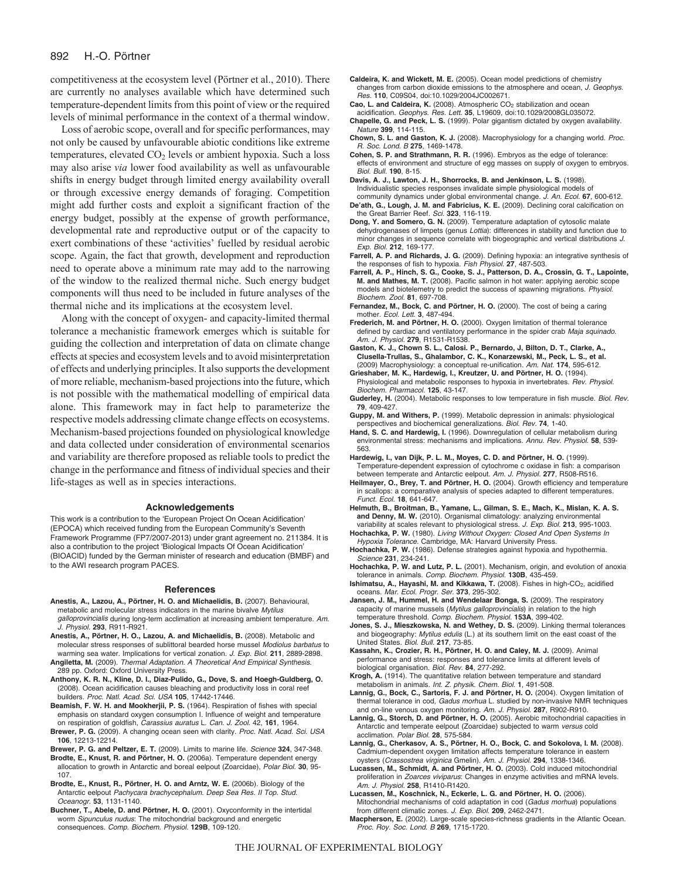competitiveness at the ecosystem level (Pörtner et al., 2010). There are currently no analyses available which have determined such temperature-dependent limits from this point of view or the required levels of minimal performance in the context of a thermal window.

Loss of aerobic scope, overall and for specific performances, may not only be caused by unfavourable abiotic conditions like extreme temperatures, elevated $CO_2$ levels or ambient hypoxia. Such a loss may also arise *via* lower food availability as well as unfavourable shifts in energy budget through limited energy availability overall or through excessive energy demands of foraging. Competition might add further costs and exploit a significant fraction of the energy budget, possibly at the expense of growth performance, developmental rate and reproductive output or of the capacity to exert combinations of these 'activities' fuelled by residual aerobic scope. Again, the fact that growth, development and reproduction need to operate above a minimum rate may add to the narrowing of the window to the realized thermal niche. Such energy budget components will thus need to be included in future analyses of the thermal niche and its implications at the ecosystem level.

Along with the concept of oxygen- and capacity-limited thermal tolerance a mechanistic framework emerges which is suitable for guiding the collection and interpretation of data on climate change effects at species and ecosystem levels and to avoid misinterpretation of effects and underlying principles. It also supports the development of more reliable, mechanism-based projections into the future, which is not possible with the mathematical modelling of empirical data alone. This framework may in fact help to parameterize the respective models addressing climate change effects on ecosystems. Mechanism-based projections founded on physiological knowledge and data collected under consideration of environmental scenarios and variability are therefore proposed as reliable tools to predict the change in the performance and fitness of individual species and their life-stages as well as in species interactions.

## Acknowledgements

This work is a contribution to the 'European Project On Ocean Acidification' (EPOCA) which received funding from the European Community's Seventh Framework Programme (FP7/2007-2013) under grant agreement no. 211384. It is also a contribution to the project 'Biological Impacts Of Ocean Acidification' (BIOACID) funded by the German minister of research and education (BMBF) and to the AWI research program PACES.

## References

**Anestis, A., Lazou, A., Pörtner, H. O. and Michaelidis, B.** (2007). Behavioural, metabolic and molecular stress indicators in the marine bivalve *Mytilus galloprovincialis* during long-term acclimation at increasing ambient temperature. *Am. J. Physiol.* **293**, R911-R921.

**Anestis, A., Pörtner, H. O., Lazou, A. and Michaelidis, B.** (2008). Metabolic and molecular stress responses of sublittoral bearded horse mussel *Modiolus barbatus* to warming sea water. Implications for vertical zonation. *J. Exp. Biol.* **211**, 2889-2898.

**Angilletta, M.** (2009). *Thermal Adaptation. A Theoretical And Empirical Synthesis*. 289 pp. Oxford: Oxford University Press.

**Anthony, K. R. N., Kline, D. I., Diaz-Pulido, G., Dove, S. and Hoegh-Guldberg, O.** (2008). Ocean acidification causes bleaching and productivity loss in coral reef builders. *Proc. Natl. Acad. Sci. USA* **105**, 17442-17446.

**Beamish, F. W. H. and Mookherjii, P. S.** (1964). Respiration of fishes with special emphasis on standard oxygen consumption I. Influence of weight and temperature on respiration of goldfish, *Carassius auratus* L. *Can. J. Zool.* 42, **161**, 1964.

**Brewer, P. G.** (2009). A changing ocean seen with clarity. *Proc. Natl. Acad. Sci. USA* **106**, 12213-12214.

**Brewer, P. G. and Peltzer, E. T.** (2009). Limits to marine life. *Science* **324**, 347-348.

**Brodte, E., Knust, R. and Pörtner, H. O.** (2006a). Temperature dependent energy allocation to growth in Antarctic and boreal eelpout (Zoarcidae), *Polar Biol.* **30**, 95-107.

**Brodte, E., Knust, R., Pörtner, H. O. and Arntz, W. E.** (2006b). Biology of the Antarctic eelpout *Pachycara brachycephalum*. *Deep Sea Res. II Top. Stud. Oceanogr.* **53**, 1131-1140.

**Buchner, T., Abele, D. and Pörtner, H. O.** (2001). Oxyconformity in the intertidal worm *Sipunculus nudus*: The mitochondrial background and energetic consequences. *Comp. Biochem. Physiol.* **129B**, 109-120.

**Caldeira, K. and Wickett, M. E.** (2005). Ocean model predictions of chemistry changes from carbon dioxide emissions to the atmosphere and ocean, *J. Geophys. Res.* **110**, C09S04, doi:10.1029/2004JC002671.

**Cao, L. and Caldeira, K.** (2008). Atmospheric $CO_2$ stabilization and ocean acidification. *Geophys. Res. Lett.* **35**, L19609, doi:10.1029/2008GL035072.

**Chapelle, G. and Peck, L. S.** (1999). Polar gigantism dictated by oxygen availability. *Nature* **399**, 114-115.

**Chown, S. L. and Gaston, K. J.** (2008). Macrophysiology for a changing world. *Proc. R. Soc. Lond. B* **275**, 1469-1478.

**Cohen, S. P. and Strathmann, R. R.** (1996). Embryos as the edge of tolerance: effects of environment and structure of egg masses on supply of oxygen to embryos. *Biol. Bull.* **190**, 8-15.

**Davis, A. J., Lawton, J. H., Shorrocks, B. and Jenkinson, L. S.** (1998). Individualistic species responses invalidate simple physiological models of community dynamics under global environmental change. *J. An. Ecol.* **67**, 600-612.

**De'ath, G., Lough, J. M. and Fabricius, K. E.** (2009). Declining coral calcification on the Great Barrier Reef. *Sci.* **323**, 116-119.

**Dong, Y. and Somero, G. N.** (2009). Temperature adaptation of cytosolic malate dehydrogenases of limpets (genus *Lottia*): differences in stability and function due to minor changes in sequence correlate with biogeographic and vertical distributions *J. Exp. Biol.* **212**, 169-177.

**Farrell, A. P. and Richards, J. G.** (2009). Defining hypoxia: an integrative synthesis of the responses of fish to hypoxia. *Fish Physiol.* **27**, 487-503.

**Farrell, A. P., Hinch, S. G., Cooke, S. J., Patterson, D. A., Crossin, G. T., Lapointe, M. and Mathes, M. T.** (2008). Pacific salmon in hot water: applying aerobic scope models and biotelemetry to predict the success of spawning migrations. *Physiol. Biochem. Zool.* **81**, 697-708.

**Fernandez, M., Bock, C. and Pörtner, H. O.** (2000). The cost of being a caring mother. *Ecol. Lett.* **3**, 487-494.

**Frederich, M. and Pörtner, H. O.** (2000). Oxygen limitation of thermal tolerance defined by cardiac and ventilatory performance in the spider crab *Maja squinado*. *Am. J. Physiol.* **279**, R1531-R1538.

**Gaston, K. J., Chown S. L., Calosi. P., Bernardo, J, Bilton, D. T., Clarke, A., Clusella-Trullas, S., Ghalambor, C. K., Konarzewski, M., Peck, L. S., et al.** (2009) Macrophysiology: a conceptual re-unification. *Am. Nat.* **174**, 595-612.

**Grieshaber, M. K., Hardewig, I., Kreutzer, U. and Pörtner, H. O.** (1994). Physiological and metabolic responses to hypoxia in invertebrates. *Rev. Physiol. Biochem. Pharmacol.* **125**, 43-147.

**Guderley, H.** (2004). Metabolic responses to low temperature in fish muscle. *Biol. Rev.* **79**, 409-427.

**Guppy, M. and Withers, P.** (1999). Metabolic depression in animals: physiological perspectives and biochemical generalizations. *Biol. Rev.* **74**, 1-40.

**Hand, S. C. and Hardewig, I.** (1996). Downregulation of cellular metabolism during environmental stress: mechanisms and implications. *Annu. Rev. Physiol.* **58**, 539-563.

**Hardewig, I., van Dijk, P. L. M., Moyes, C. D. and Pörtner, H. O.** (1999). Temperature-dependent expression of cytochrome c oxidase in fish: a comparison between temperate and Antarctic eelpout. *Am. J. Physiol.* **277**, R508-R516.

**Heilmayer, O., Brey, T. and Pörtner, H. O.** (2004). Growth efficiency and temperature in scallops: a comparative analysis of species adapted to different temperatures. *Funct. Ecol.* **18**, 641-647.

**Helmuth, B., Broitman, B., Yamane, L., Gilman, S. E., Mach, K., Mislan, K. A. S. and Denny, M. W.** (2010). Organismal climatology: analyzing environmental variability at scales relevant to physiological stress. *J. Exp. Biol.* **213**, 995-1003.

**Hochachka, P. W.** (1980). *Living Without Oxygen: Closed And Open Systems In Hypoxia Tolerance*. Cambridge, MA: Harvard University Press.

**Hochachka, P. W.** (1986). Defense strategies against hypoxia and hypothermia. *Science* **231**, 234-241.

**Hochachka, P. W. and Lutz, P. L.** (2001). Mechanism, origin, and evolution of anoxia tolerance in animals. *Comp. Biochem. Physiol.* **130B**, 435-459.

**Ishimatsu, A., Hayashi, M. and Kikkawa, T.** (2008). Fishes in high-$CO_2$, acidified oceans. *Mar. Ecol. Progr. Ser.* **373**, 295-302.

**Jansen, J. M., Hummel, H. and Wendelaar Bonga, S.** (2009). The respiratory capacity of marine mussels (*Mytilus galloprovincialis*) in relation to the high temperature threshold. *Comp. Biochem. Physiol.* **153A**, 399-402.

**Jones, S. J., Mieszkowska, N. and Wethey, D. S.** (2009). Linking thermal tolerances and biogeography: *Mytilus edulis* (L.) at its southern limit on the east coast of the United States. *Biol. Bull.* **217**, 73-85.

**Kassahn, K., Crozier, R. H., Pörtner, H. O. and Caley, M. J.** (2009). Animal performance and stress: responses and tolerance limits at different levels of biological organisation. *Biol. Rev.* **84**, 277-292.

**Krogh, A.** (1914). The quantitative relation between temperature and standard metabolism in animals. *Int. Z. physik. Chem. Biol.* **1**, 491-508.

**Lannig, G., Bock, C., Sartoris, F. J. and Pörtner, H. O.** (2004). Oxygen limitation of thermal tolerance in cod, *Gadus morhua* L. studied by non-invasive NMR techniques and on-line venous oxygen monitoring. *Am. J. Physiol.* **287**, R902-R910.

**Lannig, G., Storch, D. and Pörtner, H. O.** (2005). Aerobic mitochondrial capacities in Antarctic and temperate eelpout (Zoarcidae) subjected to warm *versus* cold acclimation. *Polar Biol.* **28**, 575-584.

**Lannig, G., Cherkasov, A. S., Pörtner, H. O., Bock, C. and Sokolova, I. M.** (2008). Cadmium-dependent oxygen limitation affects temperature tolerance in eastern oysters (*Crassostrea virginica* Gmelin). *Am. J. Physiol.* **294**, 1338-1346.

**Lucassen, M., Schmidt, A. and Pörtner, H. O.** (2003). Cold induced mitochondrial proliferation in *Zoarces viviparus*: Changes in enzyme activities and mRNA levels. *Am. J. Physiol.* **258**, R1410-R1420.

**Lucassen, M., Koschnick, N., Eckerle, L. G. and Pörtner, H. O.** (2006). Mitochondrial mechanisms of cold adaptation in cod (*Gadus morhua*) populations from different climatic zones. *J. Exp. Biol.* **209**, 2462-2471.

**Macpherson, E.** (2002). Large-scale species-richness gradients in the Atlantic Ocean. *Proc. Roy. Soc. Lond. B* **269**, 1715-1720.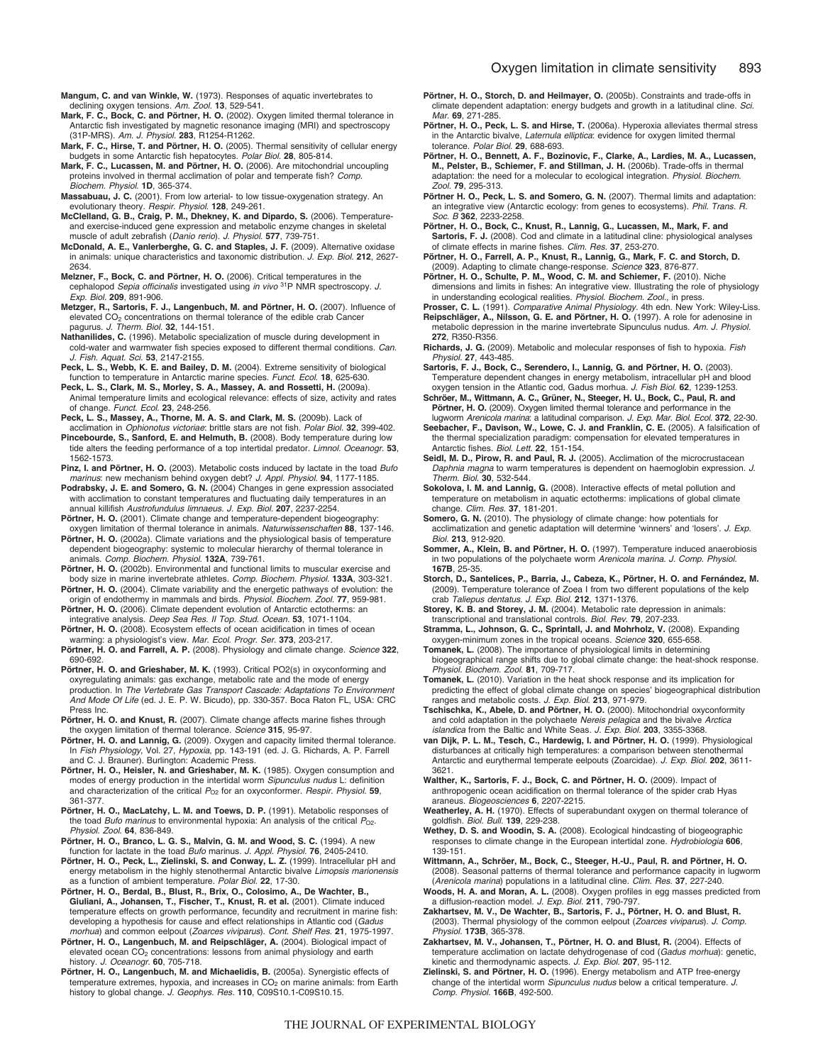**Mangum, C. and van Winkle, W.** (1973). Responses of aquatic invertebrates to declining oxygen tensions. *Am. Zool.* **13**, 529-541.

**Mark, F. C., Bock, C. and Pörtner, H. O.** (2002). Oxygen limited thermal tolerance in Antarctic fish investigated by magnetic resonance imaging (MRI) and spectroscopy (31P-MRS). *Am. J. Physiol.* **283**, R1254-R1262.

**Mark, F. C., Hirse, T. and Pörtner, H. O.** (2005). Thermal sensitivity of cellular energy budgets in some Antarctic fish hepatocytes. *Polar Biol.* **28**, 805-814.

**Mark, F. C., Lucassen, M. and Pörtner, H. O.** (2006). Are mitochondrial uncoupling proteins involved in thermal acclimation of polar and temperate fish? *Comp. Biochem. Physiol.* **1D**, 365-374.

**Massabuau, J. C.** (2001). From low arterial- to low tissue-oxygenation strategy. An evolutionary theory. *Respir. Physiol.* **128**, 249-261.

**McClelland, G. B., Craig, P. M., Dhekney, K. and Dipardo, S.** (2006). Temperature- and exercise-induced gene expression and metabolic enzyme changes in skeletal muscle of adult zebrafish (*Danio rerio*). *J. Physiol.* **577**, 739-751.

**McDonald, A. E., Vanlerberghe, G. C. and Staples, J. F.** (2009). Alternative oxidase in animals: unique characteristics and taxonomic distribution. *J. Exp. Biol.* **212**, 2627-2634.

**Melzner, F., Bock, C. and Pörtner, H. O.** (2006). Critical temperatures in the cephalopod *Sepia officinalis* investigated using *in vivo* $^{31}$P NMR spectroscopy. *J. Exp. Biol.* **209**, 891-906.

**Metzger, R., Sartoris, F. J., Langenbuch, M. and Pörtner, H. O.** (2007). Influence of elevated $CO_2$ concentrations on thermal tolerance of the edible crab Cancer pagurus. *J. Therm. Biol.* **32**, 144-151.

**Nathanilides, C.** (1996). Metabolic specialization of muscle during development in cold-water and warmwater fish species exposed to different thermal conditions. *Can. J. Fish. Aquat. Sci.* **53**, 2147-2155.

**Peck, L. S., Webb, K. E. and Bailey, D. M.** (2004). Extreme sensitivity of biological function to temperature in Antarctic marine species. *Funct. Ecol.* **18**, 625-630.

**Peck, L. S., Clark, M. S., Morley, S. A., Massey, A. and Rossetti, H.** (2009a). Animal temperature limits and ecological relevance: effects of size, activity and rates of change. *Funct. Ecol.* **23**, 248-256.

**Peck, L. S., Massey, A., Thorne, M. A. S. and Clark, M. S.** (2009b). Lack of acclimation in *Ophionotus victoriae*: brittle stars are not fish. *Polar Biol.* **32**, 399-402.

**Pincebourde, S., Sanford, E. and Helmuth, B.** (2008). Body temperature during low tide alters the feeding performance of a top intertidal predator. *Limnol. Oceanogr.* **53**, 1562-1573.

**Pinz, I. and Pörtner, H. O.** (2003). Metabolic costs induced by lactate in the toad *Bufo marinus*: new mechanism behind oxygen debt? *J. Appl. Physiol.* **94**, 1177-1185.

**Podrabsky, J. E. and Somero, G. N.** (2004) Changes in gene expression associated with acclimation to constant temperatures and fluctuating daily temperatures in an annual killifish *Austrofundulus limnaeus*. *J. Exp. Biol.* **207**, 2237-2254.

**Pörtner, H. O.** (2001). Climate change and temperature-dependent biogeography: oxygen limitation of thermal tolerance in animals. *Naturwissenschaften* **88**, 137-146.

**Pörtner, H. O.** (2002a). Climate variations and the physiological basis of temperature dependent biogeography: systemic to molecular hierarchy of thermal tolerance in animals. *Comp. Biochem. Physiol.* **132A**, 739-761.

**Pörtner, H. O.** (2002b). Environmental and functional limits to muscular exercise and body size in marine invertebrate athletes. *Comp. Biochem. Physiol.* **133A**, 303-321.

**Pörtner, H. O.** (2004). Climate variability and the energetic pathways of evolution: the origin of endothermy in mammals and birds. *Physiol. Biochem. Zool.* **77**, 959-981.

**Pörtner, H. O.** (2006). Climate dependent evolution of Antarctic ectotherms: an integrative analysis. *Deep Sea Res. II Top. Stud. Ocean.* **53**, 1071-1104.

**Pörtner, H. O.** (2008). Ecosystem effects of ocean acidification in times of ocean warming: a physiologist's view. *Mar. Ecol. Progr. Ser.* **373**, 203-217.

**Pörtner, H. O. and Farrell, A. P.** (2008). Physiology and climate change. *Science* **322**, 690-692.

**Pörtner, H. O. and Grieshaber, M. K.** (1993). Critical PO2(s) in oxyconforming and oxyregulating animals: gas exchange, metabolic rate and the mode of energy production. In *The Vertebrate Gas Transport Cascade: Adaptations To Environment And Mode Of Life* (ed. J. E. P. W. Bicudo), pp. 330-357. Boca Raton FL, USA: CRC Press Inc.

**Pörtner, H. O. and Knust, R.** (2007). Climate change affects marine fishes through the oxygen limitation of thermal tolerance. *Science* **315**, 95-97.

**Pörtner, H. O. and Lannig, G.** (2009). Oxygen and capacity limited thermal tolerance. In *Fish Physiology*, Vol. 27, *Hypoxia*, pp. 143-191 (ed. J. G. Richards, A. P. Farrell and C. J. Brauner). Burlington: Academic Press.

**Pörtner, H. O., Heisler, N. and Grieshaber, M. K.** (1985). Oxygen consumption and modes of energy production in the intertidal worm *Sipunculus nudus* L: definition and characterization of the critical $P_{O2}$ for an oxyconformer. *Respir. Physiol.* **59**, 361-377.

**Pörtner, H. O., MacLatchy, L. M. and Toews, D. P.** (1991). Metabolic responses of the toad *Bufo marinus* to environmental hypoxia: An analysis of the critical $P_{O2}$. *Physiol. Zool.* **64**, 836-849.

**Pörtner, H. O., Branco, L. G. S., Malvin, G. M. and Wood, S. C.** (1994). A new function for lactate in the toad *Bufo* marinus. *J. Appl. Physiol.* **76**, 2405-2410.

**Pörtner, H. O., Peck, L., Zielinski, S. and Conway, L. Z.** (1999). Intracellular pH and energy metabolism in the highly stenothermal Antarctic bivalve *Limopsis marionensis* as a function of ambient temperature. *Polar Biol.* **22**, 17-30.

**Pörtner, H. O., Berdal, B., Blust, R., Brix, O., Colosimo, A., De Wachter, B., Giuliani, A., Johansen, T., Fischer, T., Knust, R. et al.** (2001). Climate induced temperature effects on growth performance, fecundity and recruitment in marine fish: developing a hypothesis for cause and effect relationships in Atlantic cod (*Gadus morhua*) and common eelpout (*Zoarces viviparus*). *Cont. Shelf Res.* **21**, 1975-1997.

**Pörtner, H. O., Langenbuch, M. and Reipschläger, A.** (2004). Biological impact of elevated ocean $CO_2$ concentrations: lessons from animal physiology and earth history. *J. Oceanogr.* **60**, 705-718.

**Pörtner, H. O., Langenbuch, M. and Michaelidis, B.** (2005a). Synergistic effects of temperature extremes, hypoxia, and increases in $CO_2$ on marine animals: from Earth history to global change. *J. Geophys. Res.* **110**, C09S10.1-C09S10.15.

**Pörtner, H. O., Storch, D. and Heilmayer, O.** (2005b). Constraints and trade-offs in climate dependent adaptation: energy budgets and growth in a latitudinal cline. *Sci. Mar.* **69**, 271-285.

**Pörtner, H. O., Peck, L. S. and Hirse, T.** (2006a). Hyperoxia alleviates thermal stress in the Antarctic bivalve, *Laternula elliptica*: evidence for oxygen limited thermal tolerance. *Polar Biol.* **29**, 688-693.

**Pörtner, H. O., Bennett, A. F., Bozinovic, F., Clarke, A., Lardies, M. A., Lucassen, M., Pelster, B., Schiemer, F. and Stillman, J. H.** (2006b). Trade-offs in thermal adaptation: the need for a molecular to ecological integration. *Physiol. Biochem. Zool.* **79**, 295-313.

**Pörtner H. O., Peck, L. S. and Somero, G. N.** (2007). Thermal limits and adaptation: an integrative view (Antarctic ecology: from genes to ecosystems). *Phil. Trans. R. Soc. B* **362**, 2233-2258.

**Pörtner, H. O., Bock, C., Knust, R., Lannig, G., Lucassen, M., Mark, F. and Sartoris, F. J.** (2008). Cod and climate in a latitudinal cline: physiological analyses of climate effects in marine fishes. *Clim. Res.* **37**, 253-270.

**Pörtner, H. O., Farrell, A. P., Knust, R., Lannig, G., Mark, F. C. and Storch, D.** (2009). Adapting to climate change-response. *Science* **323**, 876-877.

**Pörtner, H. O., Schulte, P. M., Wood, C. M. and Schiemer, F.** (2010). Niche dimensions and limits in fishes: An integrative view. Illustrating the role of physiology in understanding ecological realities. *Physiol. Biochem. Zool.*, in press.

**Prosser, C. L.** (1991). *Comparative Animal Physiology*. 4th edn. New York: Wiley-Liss.

**Reipschläger, A., Nilsson, G. E. and Pörtner, H. O.** (1997). A role for adenosine in metabolic depression in the marine invertebrate Sipunculus nudus. *Am. J. Physiol.* **272**, R350-R356.

**Richards, J. G.** (2009). Metabolic and molecular responses of fish to hypoxia. *Fish Physiol.* **27**, 443-485.

**Sartoris, F. J., Bock, C., Serendero, I., Lannig, G. and Pörtner, H. O.** (2003). Temperature dependent changes in energy metabolism, intracellular pH and blood oxygen tension in the Atlantic cod, Gadus morhua. *J. Fish Biol.* **62**, 1239-1253.

**Schröer, M., Wittmann, A. C., Grüner, N., Steeger, H. U., Bock, C., Paul, R. and Pörtner, H. O.** (2009). Oxygen limited thermal tolerance and performance in the lugworm *Arenicola marina*: a latitudinal comparison. *J. Exp. Mar. Biol. Ecol.* **372**, 22-30.

**Seebacher, F., Davison, W., Lowe, C. J. and Franklin, C. E.** (2005). A falsification of the thermal specialization paradigm: compensation for elevated temperatures in Antarctic fishes. *Biol. Lett.* **22**, 151-154.

**Seidl, M. D., Pirow, R. and Paul, R. J.** (2005). Acclimation of the microcrustacean *Daphnia magna* to warm temperatures is dependent on haemoglobin expression. *J. Therm. Biol.* **30**, 532-544.

**Sokolova, I. M. and Lannig, G.** (2008). Interactive effects of metal pollution and temperature on metabolism in aquatic ectotherms: implications of global climate change. *Clim. Res.* **37**, 181-201.

**Somero, G. N.** (2010). The physiology of climate change: how potentials for acclimatization and genetic adaptation will determine 'winners' and 'losers'. *J. Exp. Biol.* **213**, 912-920.

**Sommer, A., Klein, B. and Pörtner, H. O.** (1997). Temperature induced anaerobiosis in two populations of the polychaete worm *Arenicola marina*. *J. Comp. Physiol.* **167B**, 25-35.

**Storch, D., Santelices, P., Barria, J., Cabeza, K., Pörtner, H. O. and Fernández, M.** (2009). Temperature tolerance of Zoea I from two different populations of the kelp crab *Taliepus dentatus*. *J. Exp. Biol.* **212**, 1371-1376.

**Storey, K. B. and Storey, J. M.** (2004). Metabolic rate depression in animals: transcriptional and translational controls. *Biol. Rev.* **79**, 207-233.

**Stramma, L., Johnson, G. C., Sprintall, J. and Mohrholz, V.** (2008). Expanding oxygen-minimum zones in the tropical oceans. *Science* **320**, 655-658.

**Tomanek, L.** (2008). The importance of physiological limits in determining biogeographical range shifts due to global climate change: the heat-shock response. *Physiol. Biochem. Zool.* **81**, 709-717.

**Tomanek, L.** (2010). Variation in the heat shock response and its implication for predicting the effect of global climate change on species' biogeographical distribution ranges and metabolic costs. *J. Exp. Biol.* **213**, 971-979.

**Tschischka, K., Abele, D. and Pörtner, H. O.** (2000). Mitochondrial oxyconformity and cold adaptation in the polychaete *Nereis pelagica* and the bivalve *Arctica islandica* from the Baltic and White Seas. *J. Exp. Biol.* **203**, 3355-3368.

**van Dijk, P. L. M., Tesch, C., Hardewig, I. and Pörtner, H. O.** (1999). Physiological disturbances at critically high temperatures: a comparison between stenothermal Antarctic and eurythermal temperate eelpouts (Zoarcidae). *J. Exp. Biol.* **202**, 3611-3621.

**Walther, K., Sartoris, F. J., Bock, C. and Pörtner, H. O.** (2009). Impact of anthropogenic ocean acidification on thermal tolerance of the spider crab Hyas araneus. *Biogeosciences* **6**, 2207-2215.

**Weatherley, A. H.** (1970). Effects of superabundant oxygen on thermal tolerance of goldfish. *Biol. Bull.* **139**, 229-238.

**Wethey, D. S. and Woodin, S. A.** (2008). Ecological hindcasting of biogeographic responses to climate change in the European intertidal zone. *Hydrobiologia* **606**, 139-151.

**Wittmann, A., Schröer, M., Bock, C., Steeger, H.-U., Paul, R. and Pörtner, H. O.** (2008). Seasonal patterns of thermal tolerance and performance capacity in lugworm (*Arenicola marina*) populations in a latitudinal cline. *Clim. Res.* **37**, 227-240.

**Woods, H. A. and Moran, A. L.** (2008). Oxygen profiles in egg masses predicted from a diffusion-reaction model. *J. Exp. Biol.* **211**, 790-797.

**Zakhartsev, M. V., De Wachter, B., Sartoris, F. J., Pörtner, H. O. and Blust, R.** (2003). Thermal physiology of the common eelpout (*Zoarces viviparus*). *J. Comp. Physiol.* **173B**, 365-378.

**Zakhartsev M. V., Johansen, T., Pörtner, H. O. and Blust, R.** (2004). Effects of temperature acclimation on lactate dehydrogenase of cod (*Gadus morhua*): genetic, kinetic and thermodynamic aspects. *J. Exp. Biol.* **207**, 95-112.

**Zielinski, S. and Pörtner, H. O.** (1996). Energy metabolism and ATP free-energy change of the intertidal worm *Sipunculus nudus* below a critical temperature. *J. Comp. Physiol.* **166B**, 492-500.